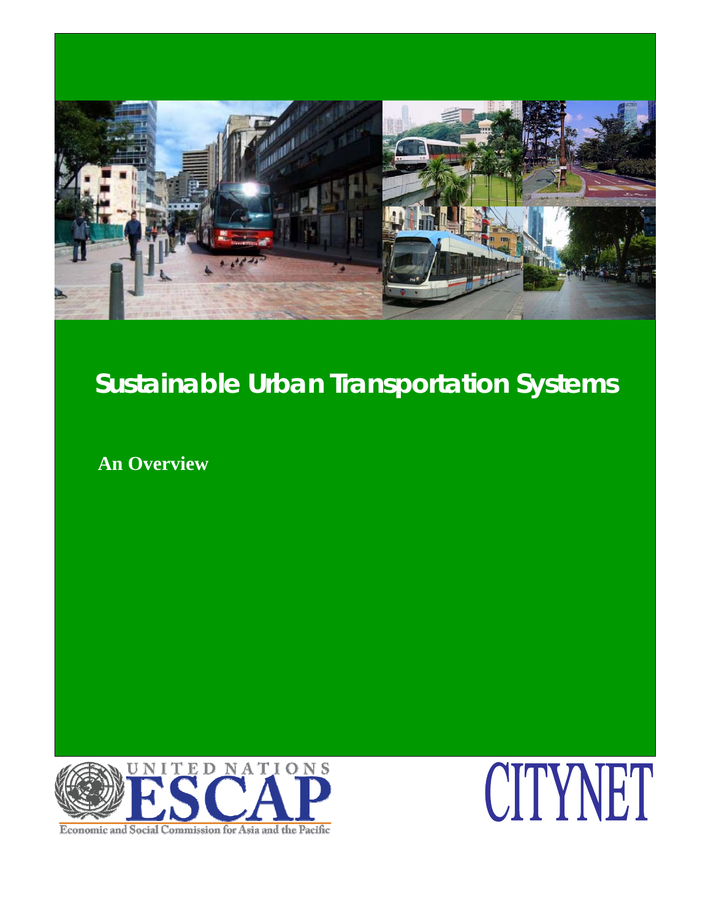# Sustainable Urban Transportation Systems

**An Overview**

UNITED NATIONS ESCAP

Economic and Social Commission for Asia and the Pacific

CITYNET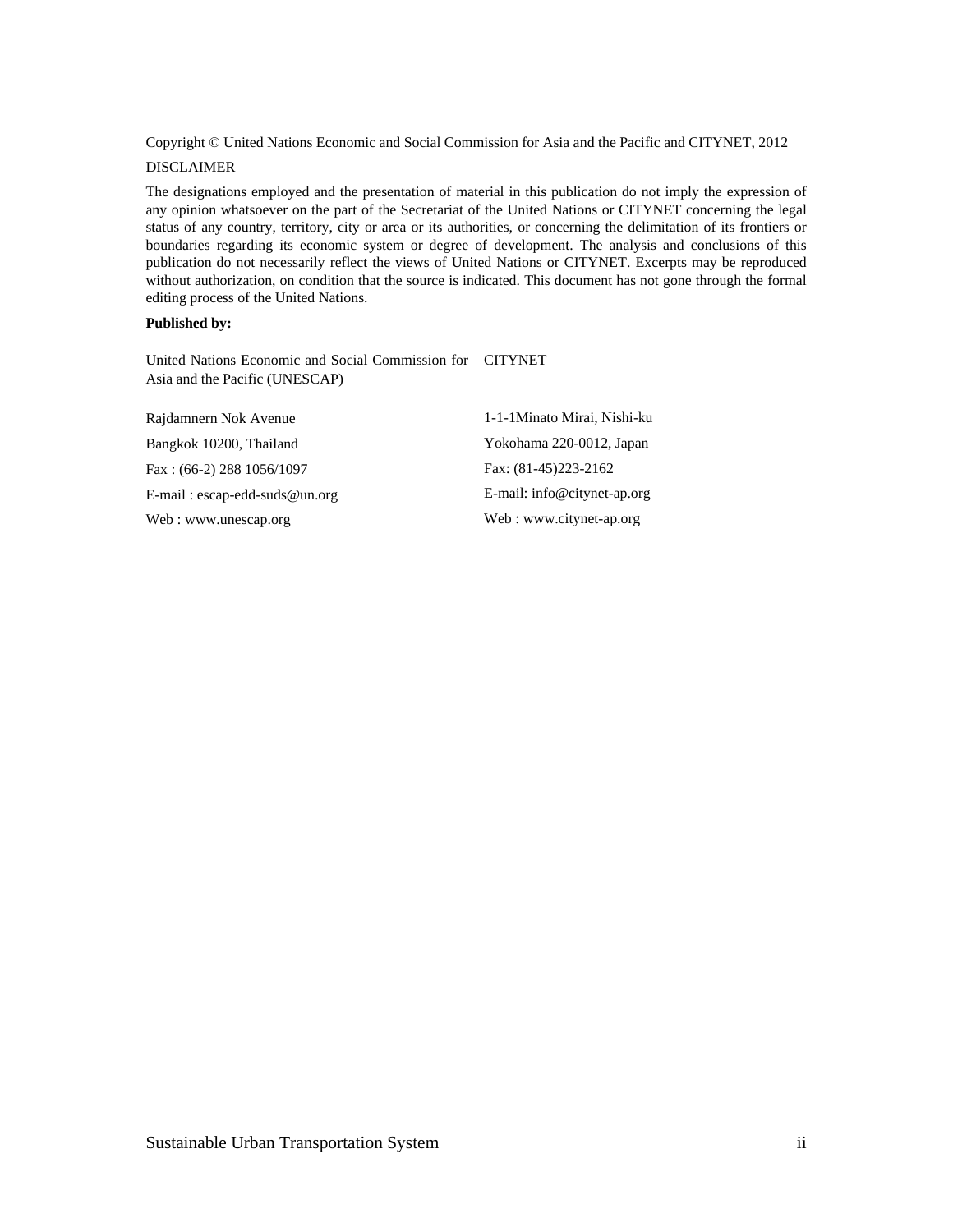Copyright © United Nations Economic and Social Commission for Asia and the Pacific and CITYNET, 2012

DISCLAIMER

The designations employed and the presentation of material in this publication do not imply the expression of any opinion whatsoever on the part of the Secretariat of the United Nations or CITYNET concerning the legal status of any country, territory, city or area or its authorities, or concerning the delimitation of its frontiers or boundaries regarding its economic system or degree of development. The analysis and conclusions of this publication do not necessarily reflect the views of United Nations or CITYNET. Excerpts may be reproduced without authorization, on condition that the source is indicated. This document has not gone through the formal editing process of the United Nations.

**Published by:**

United Nations Economic and Social Commission for Asia and the Pacific (UNESCAP)

Rajdamnern Nok Avenue

Bangkok 10200, Thailand

Fax : (66-2) 288 1056/1097

E-mail : escap-edd-suds@un.org

Web : www.unescap.org

CITYNET

1-1-1Minato Mirai, Nishi-ku

Yokohama 220-0012, Japan

Fax: (81-45)223-2162

E-mail: info@citynet-ap.org

Web : www.citynet-ap.org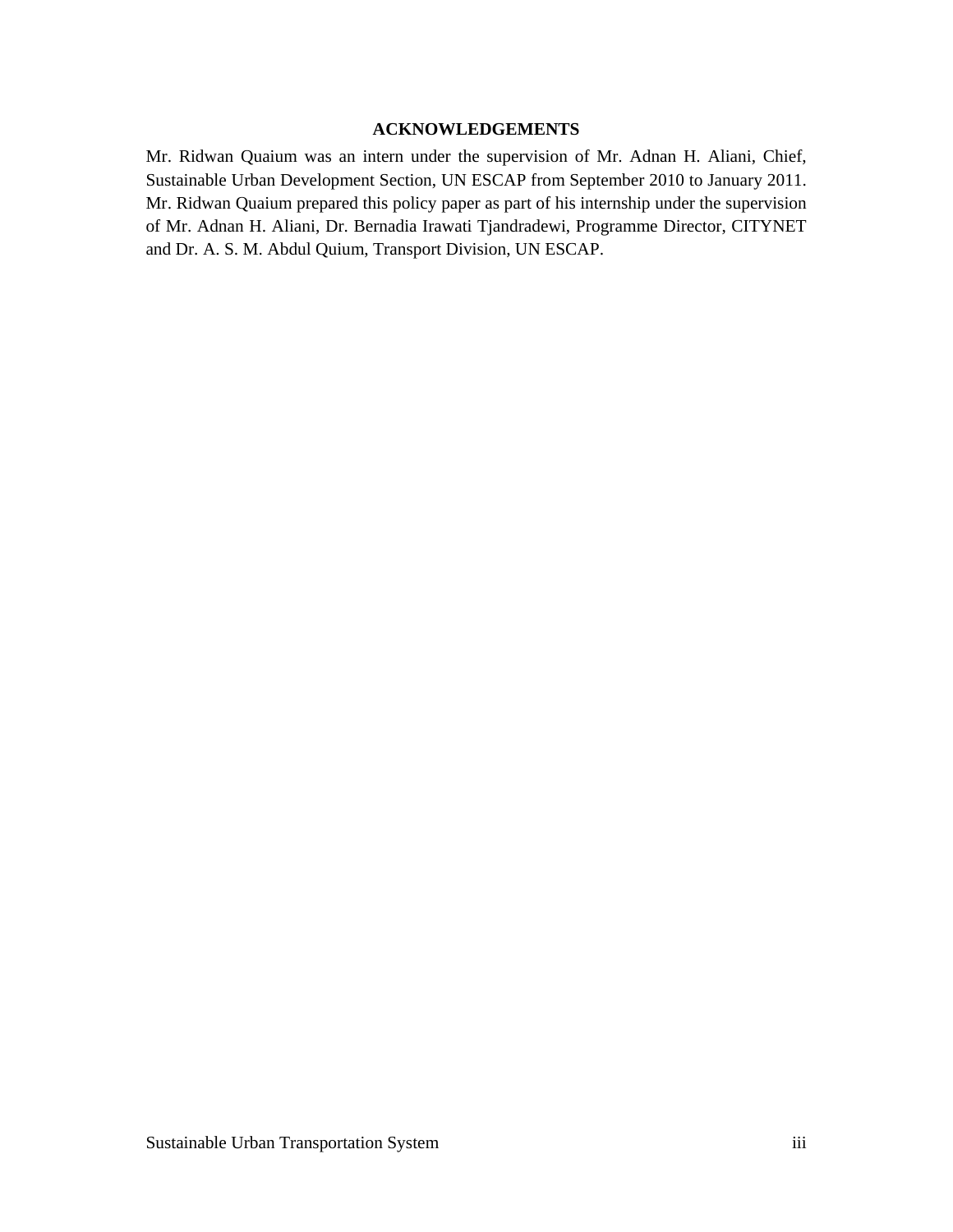## ACKNOWLEDGEMENTS

Mr. Ridwan Quaium was an intern under the supervision of Mr. Adnan H. Aliani, Chief, Sustainable Urban Development Section, UN ESCAP from September 2010 to January 2011. Mr. Ridwan Quaium prepared this policy paper as part of his internship under the supervision of Mr. Adnan H. Aliani, Dr. Bernadia Irawati Tjandradewi, Programme Director, CITYNET and Dr. A. S. M. Abdul Quium, Transport Division, UN ESCAP.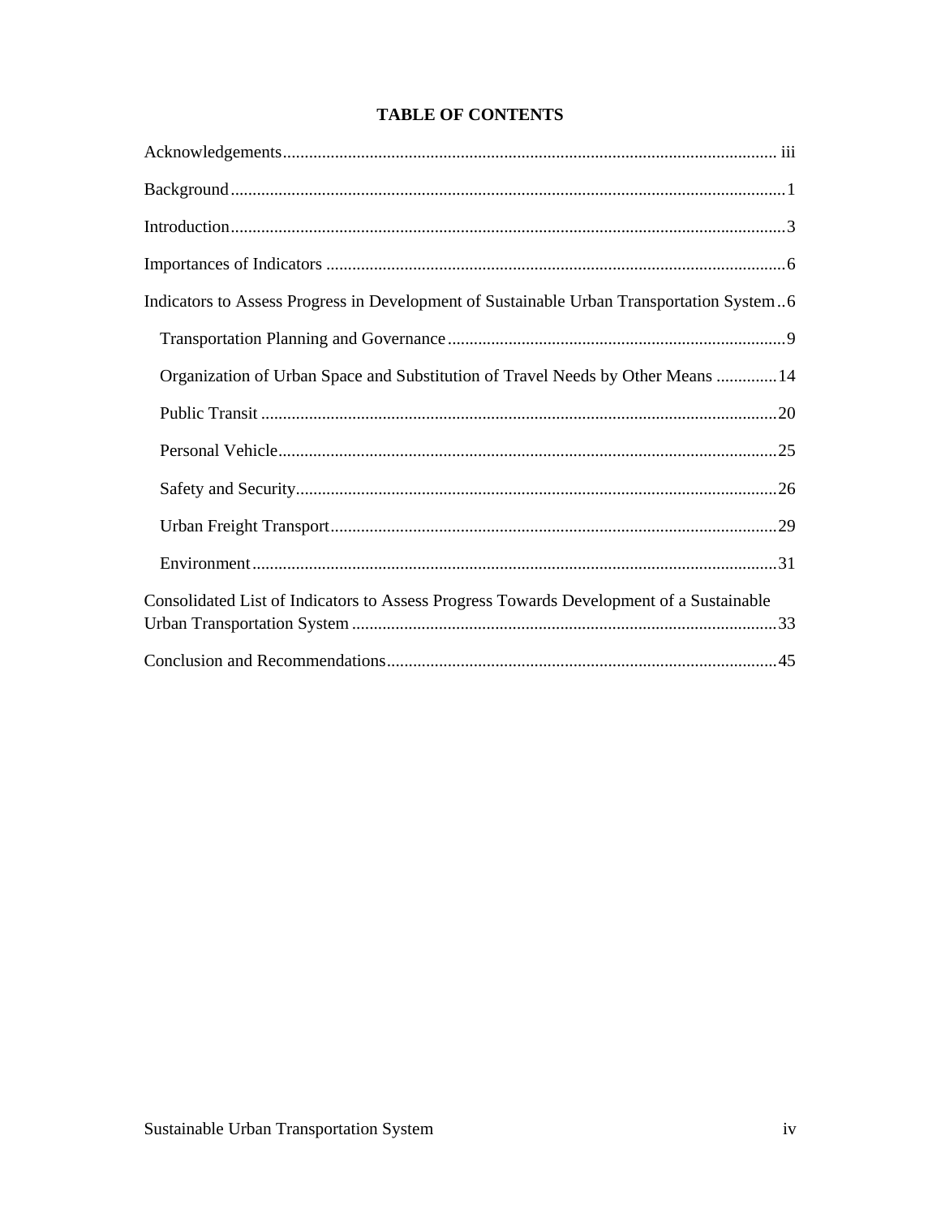# TABLE OF CONTENTS

Acknowledgements ..... iii

Background ..... 1

Introduction ..... 3

Importances of Indicators ..... 6

Indicators to Assess Progress in Development of Sustainable Urban Transportation System ..... 6

- Transportation Planning and Governance ..... 9
- Organization of Urban Space and Substitution of Travel Needs by Other Means ..... 14
- Public Transit ..... 20
- Personal Vehicle ..... 25
- Safety and Security ..... 26
- Urban Freight Transport ..... 29
- Environment ..... 31

Consolidated List of Indicators to Assess Progress Towards Development of a Sustainable Urban Transportation System ..... 33

Conclusion and Recommendations ..... 45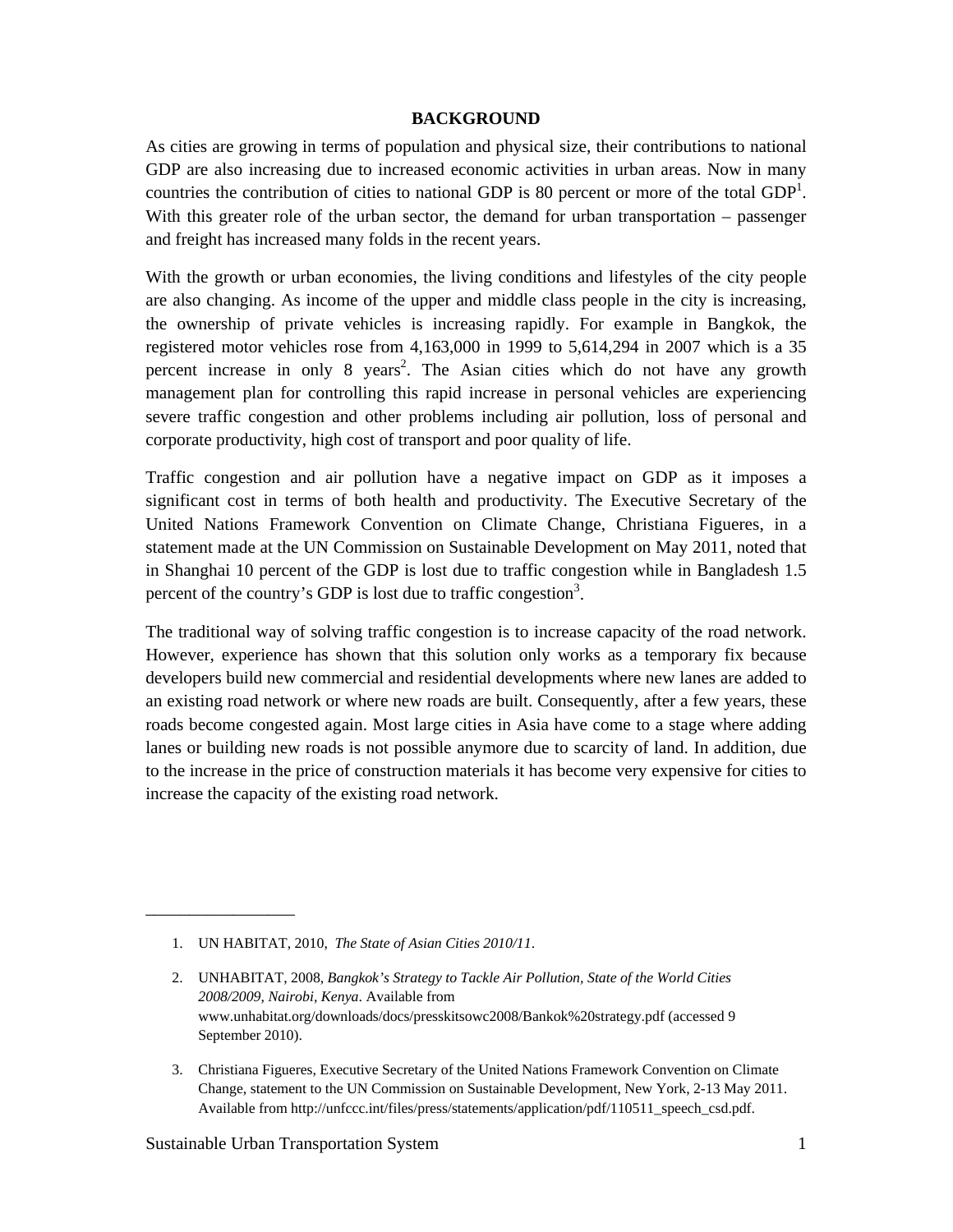# BACKGROUND

As cities are growing in terms of population and physical size, their contributions to national GDP are also increasing due to increased economic activities in urban areas. Now in many countries the contribution of cities to national GDP is 80 percent or more of the total GDP[1]. With this greater role of the urban sector, the demand for urban transportation – passenger and freight has increased many folds in the recent years.

With the growth or urban economies, the living conditions and lifestyles of the city people are also changing. As income of the upper and middle class people in the city is increasing, the ownership of private vehicles is increasing rapidly. For example in Bangkok, the registered motor vehicles rose from 4,163,000 in 1999 to 5,614,294 in 2007 which is a 35 percent increase in only 8 years[2]. The Asian cities which do not have any growth management plan for controlling this rapid increase in personal vehicles are experiencing severe traffic congestion and other problems including air pollution, loss of personal and corporate productivity, high cost of transport and poor quality of life.

Traffic congestion and air pollution have a negative impact on GDP as it imposes a significant cost in terms of both health and productivity. The Executive Secretary of the United Nations Framework Convention on Climate Change, Christiana Figueres, in a statement made at the UN Commission on Sustainable Development on May 2011, noted that in Shanghai 10 percent of the GDP is lost due to traffic congestion while in Bangladesh 1.5 percent of the country's GDP is lost due to traffic congestion[3].

The traditional way of solving traffic congestion is to increase capacity of the road network. However, experience has shown that this solution only works as a temporary fix because developers build new commercial and residential developments where new lanes are added to an existing road network or where new roads are built. Consequently, after a few years, these roads become congested again. Most large cities in Asia have come to a stage where adding lanes or building new roads is not possible anymore due to scarcity of land. In addition, due to the increase in the price of construction materials it has become very expensive for cities to increase the capacity of the existing road network.

---

1. UN HABITAT, 2010, *The State of Asian Cities 2010/11*.

2. UNHABITAT, 2008, *Bangkok's Strategy to Tackle Air Pollution, State of the World Cities 2008/2009, Nairobi, Kenya*. Available from www.unhabitat.org/downloads/docs/presskitsowc2008/Bankok%20strategy.pdf (accessed 9 September 2010).

3. Christiana Figueres, Executive Secretary of the United Nations Framework Convention on Climate Change, statement to the UN Commission on Sustainable Development, New York, 2-13 May 2011. Available from http://unfccc.int/files/press/statements/application/pdf/110511_speech_csd.pdf.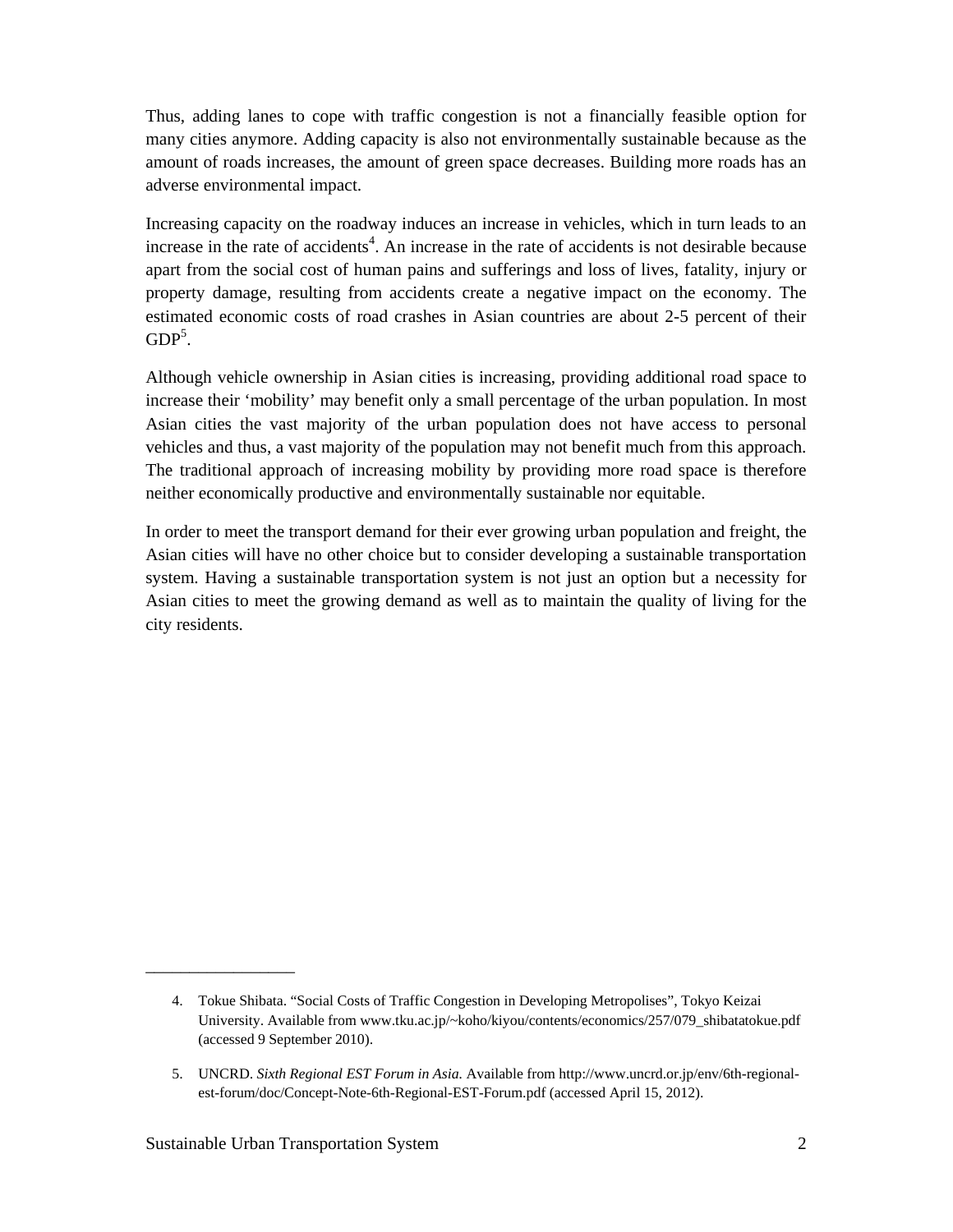Thus, adding lanes to cope with traffic congestion is not a financially feasible option for many cities anymore. Adding capacity is also not environmentally sustainable because as the amount of roads increases, the amount of green space decreases. Building more roads has an adverse environmental impact.

Increasing capacity on the roadway induces an increase in vehicles, which in turn leads to an increase in the rate of accidents[4]. An increase in the rate of accidents is not desirable because apart from the social cost of human pains and sufferings and loss of lives, fatality, injury or property damage, resulting from accidents create a negative impact on the economy. The estimated economic costs of road crashes in Asian countries are about 2-5 percent of their GDP[5].

Although vehicle ownership in Asian cities is increasing, providing additional road space to increase their 'mobility' may benefit only a small percentage of the urban population. In most Asian cities the vast majority of the urban population does not have access to personal vehicles and thus, a vast majority of the population may not benefit much from this approach. The traditional approach of increasing mobility by providing more road space is therefore neither economically productive and environmentally sustainable nor equitable.

In order to meet the transport demand for their ever growing urban population and freight, the Asian cities will have no other choice but to consider developing a sustainable transportation system. Having a sustainable transportation system is not just an option but a necessity for Asian cities to meet the growing demand as well as to maintain the quality of living for the city residents.

---

4. Tokue Shibata. "Social Costs of Traffic Congestion in Developing Metropolises", Tokyo Keizai University. Available from www.tku.ac.jp/~koho/kiyou/contents/economics/257/079_shibatatokue.pdf (accessed 9 September 2010).

5. UNCRD. *Sixth Regional EST Forum in Asia.* Available from http://www.uncrd.or.jp/env/6th-regional-est-forum/doc/Concept-Note-6th-Regional-EST-Forum.pdf (accessed April 15, 2012).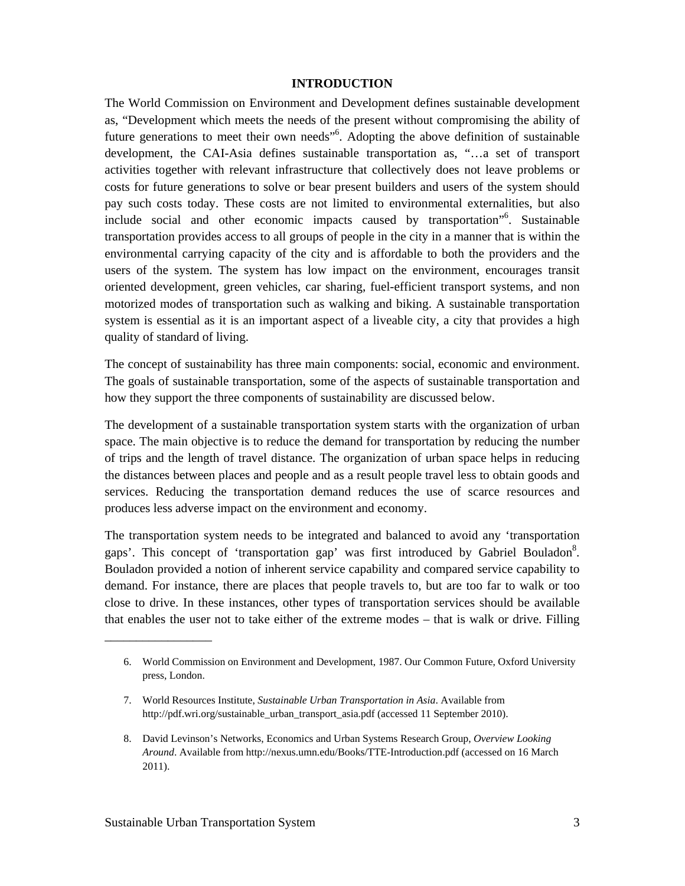## INTRODUCTION

The World Commission on Environment and Development defines sustainable development as, "Development which meets the needs of the present without compromising the ability of future generations to meet their own needs"[6]. Adopting the above definition of sustainable development, the CAI-Asia defines sustainable transportation as, "…a set of transport activities together with relevant infrastructure that collectively does not leave problems or costs for future generations to solve or bear present builders and users of the system should pay such costs today. These costs are not limited to environmental externalities, but also include social and other economic impacts caused by transportation"[6]. Sustainable transportation provides access to all groups of people in the city in a manner that is within the environmental carrying capacity of the city and is affordable to both the providers and the users of the system. The system has low impact on the environment, encourages transit oriented development, green vehicles, car sharing, fuel-efficient transport systems, and non motorized modes of transportation such as walking and biking. A sustainable transportation system is essential as it is an important aspect of a liveable city, a city that provides a high quality of standard of living.

The concept of sustainability has three main components: social, economic and environment. The goals of sustainable transportation, some of the aspects of sustainable transportation and how they support the three components of sustainability are discussed below.

The development of a sustainable transportation system starts with the organization of urban space. The main objective is to reduce the demand for transportation by reducing the number of trips and the length of travel distance. The organization of urban space helps in reducing the distances between places and people and as a result people travel less to obtain goods and services. Reducing the transportation demand reduces the use of scarce resources and produces less adverse impact on the environment and economy.

The transportation system needs to be integrated and balanced to avoid any 'transportation gaps'. This concept of 'transportation gap' was first introduced by Gabriel Bouladon[8]. Bouladon provided a notion of inherent service capability and compared service capability to demand. For instance, there are places that people travels to, but are too far to walk or too close to drive. In these instances, other types of transportation services should be available that enables the user not to take either of the extreme modes – that is walk or drive. Filling

---

6. World Commission on Environment and Development, 1987. Our Common Future, Oxford University press, London.

7. World Resources Institute, *Sustainable Urban Transportation in Asia*. Available from http://pdf.wri.org/sustainable_urban_transport_asia.pdf (accessed 11 September 2010).

8. David Levinson's Networks, Economics and Urban Systems Research Group, *Overview Looking Around*. Available from http://nexus.umn.edu/Books/TTE-Introduction.pdf (accessed on 16 March 2011).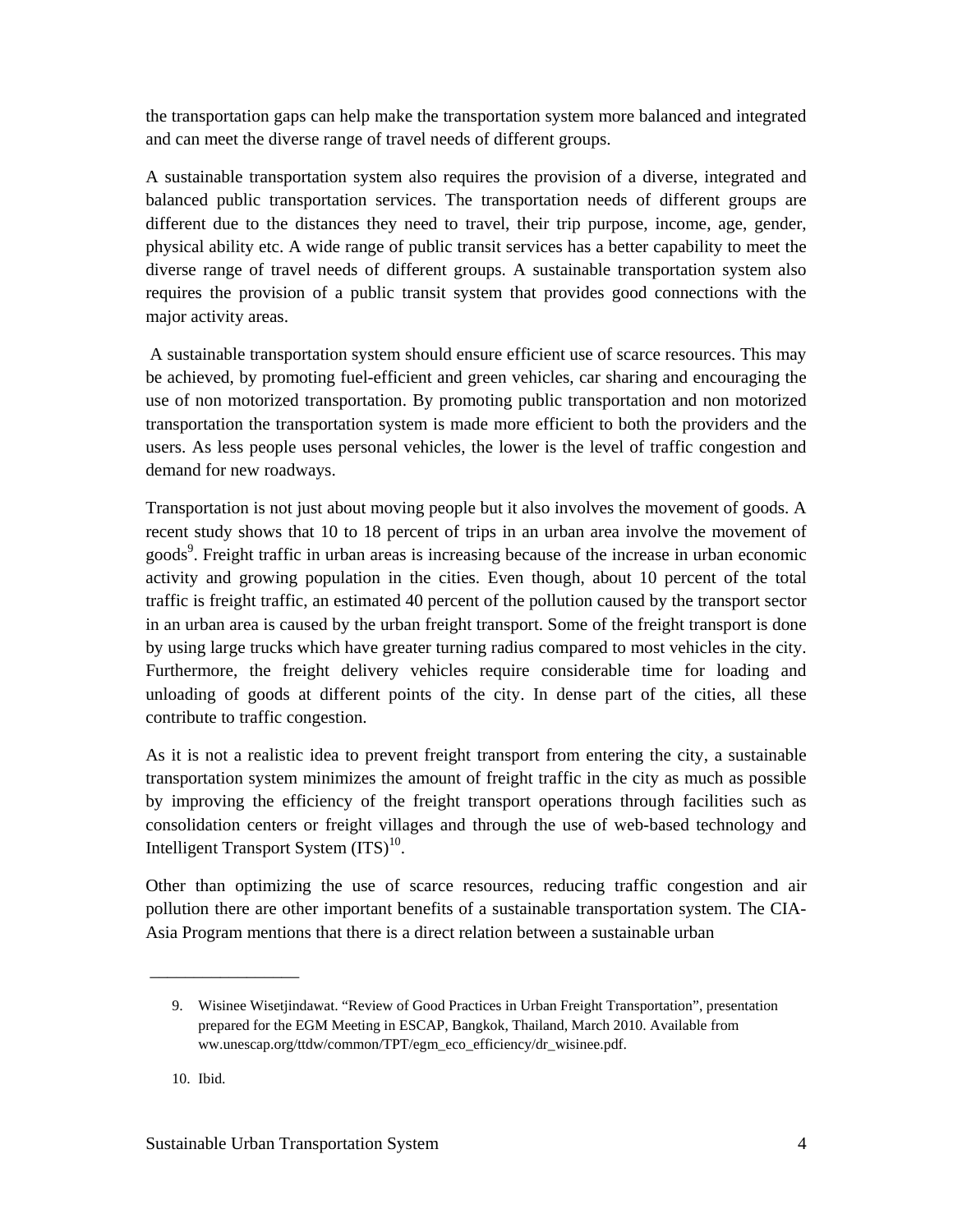the transportation gaps can help make the transportation system more balanced and integrated and can meet the diverse range of travel needs of different groups.

A sustainable transportation system also requires the provision of a diverse, integrated and balanced public transportation services. The transportation needs of different groups are different due to the distances they need to travel, their trip purpose, income, age, gender, physical ability etc. A wide range of public transit services has a better capability to meet the diverse range of travel needs of different groups. A sustainable transportation system also requires the provision of a public transit system that provides good connections with the major activity areas.

A sustainable transportation system should ensure efficient use of scarce resources. This may be achieved, by promoting fuel-efficient and green vehicles, car sharing and encouraging the use of non motorized transportation. By promoting public transportation and non motorized transportation the transportation system is made more efficient to both the providers and the users. As less people uses personal vehicles, the lower is the level of traffic congestion and demand for new roadways.

Transportation is not just about moving people but it also involves the movement of goods. A recent study shows that 10 to 18 percent of trips in an urban area involve the movement of goods[9]. Freight traffic in urban areas is increasing because of the increase in urban economic activity and growing population in the cities. Even though, about 10 percent of the total traffic is freight traffic, an estimated 40 percent of the pollution caused by the transport sector in an urban area is caused by the urban freight transport. Some of the freight transport is done by using large trucks which have greater turning radius compared to most vehicles in the city. Furthermore, the freight delivery vehicles require considerable time for loading and unloading of goods at different points of the city. In dense part of the cities, all these contribute to traffic congestion.

As it is not a realistic idea to prevent freight transport from entering the city, a sustainable transportation system minimizes the amount of freight traffic in the city as much as possible by improving the efficiency of the freight transport operations through facilities such as consolidation centers or freight villages and through the use of web-based technology and Intelligent Transport System (ITS)[10].

Other than optimizing the use of scarce resources, reducing traffic congestion and air pollution there are other important benefits of a sustainable transportation system. The CIA-Asia Program mentions that there is a direct relation between a sustainable urban

---

9. Wisinee Wisetjindawat. "Review of Good Practices in Urban Freight Transportation", presentation prepared for the EGM Meeting in ESCAP, Bangkok, Thailand, March 2010. Available from ww.unescap.org/ttdw/common/TPT/egm_eco_efficiency/dr_wisinee.pdf.

10. Ibid.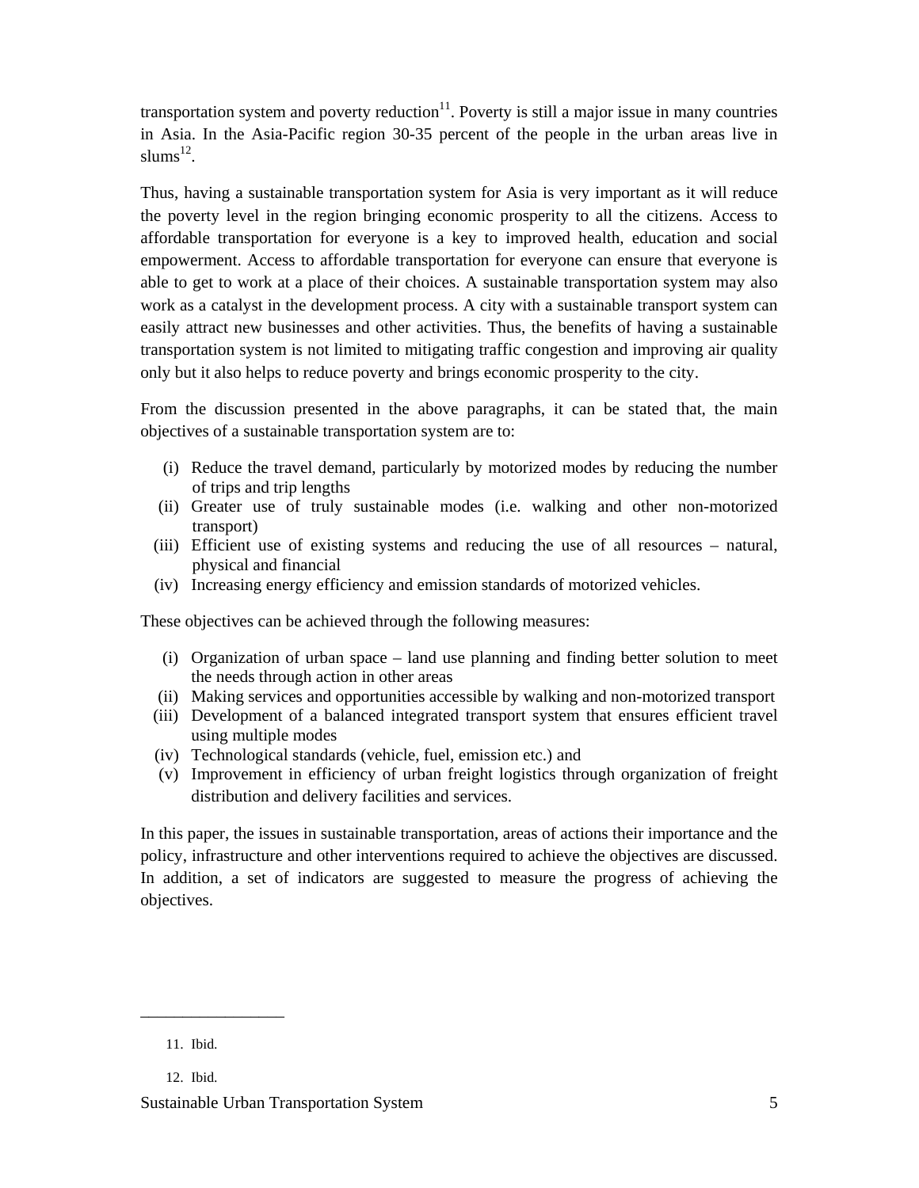transportation system and poverty reduction[11]. Poverty is still a major issue in many countries in Asia. In the Asia-Pacific region 30-35 percent of the people in the urban areas live in slums[12].

Thus, having a sustainable transportation system for Asia is very important as it will reduce the poverty level in the region bringing economic prosperity to all the citizens. Access to affordable transportation for everyone is a key to improved health, education and social empowerment. Access to affordable transportation for everyone can ensure that everyone is able to get to work at a place of their choices. A sustainable transportation system may also work as a catalyst in the development process. A city with a sustainable transport system can easily attract new businesses and other activities. Thus, the benefits of having a sustainable transportation system is not limited to mitigating traffic congestion and improving air quality only but it also helps to reduce poverty and brings economic prosperity to the city.

From the discussion presented in the above paragraphs, it can be stated that, the main objectives of a sustainable transportation system are to:

(i) Reduce the travel demand, particularly by motorized modes by reducing the number of trips and trip lengths
(ii) Greater use of truly sustainable modes (i.e. walking and other non-motorized transport)
(iii) Efficient use of existing systems and reducing the use of all resources – natural, physical and financial
(iv) Increasing energy efficiency and emission standards of motorized vehicles.

These objectives can be achieved through the following measures:

(i) Organization of urban space – land use planning and finding better solution to meet the needs through action in other areas
(ii) Making services and opportunities accessible by walking and non-motorized transport
(iii) Development of a balanced integrated transport system that ensures efficient travel using multiple modes
(iv) Technological standards (vehicle, fuel, emission etc.) and
(v) Improvement in efficiency of urban freight logistics through organization of freight distribution and delivery facilities and services.

In this paper, the issues in sustainable transportation, areas of actions their importance and the policy, infrastructure and other interventions required to achieve the objectives are discussed. In addition, a set of indicators are suggested to measure the progress of achieving the objectives.

---

11. Ibid.

12. Ibid.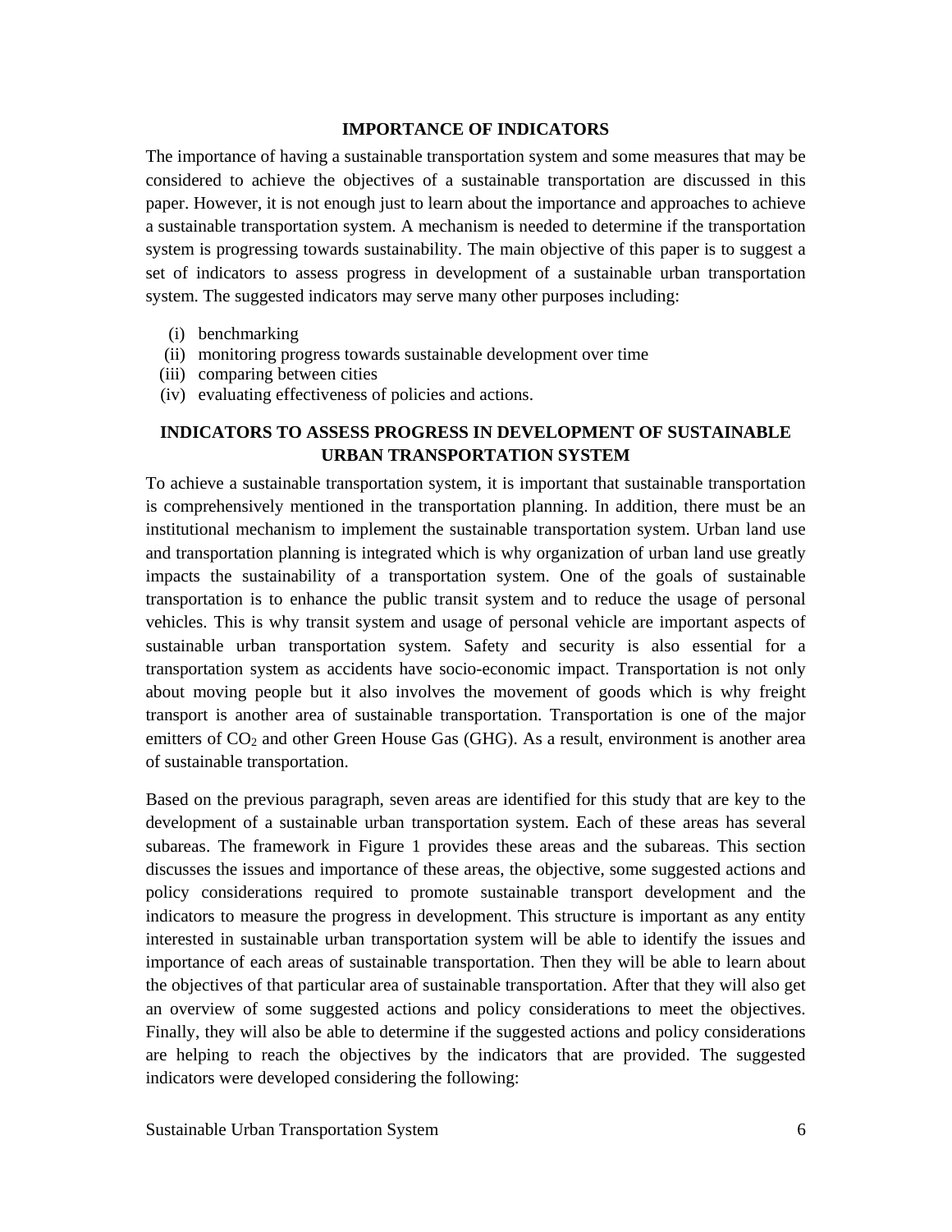## IMPORTANCE OF INDICATORS

The importance of having a sustainable transportation system and some measures that may be considered to achieve the objectives of a sustainable transportation are discussed in this paper. However, it is not enough just to learn about the importance and approaches to achieve a sustainable transportation system. A mechanism is needed to determine if the transportation system is progressing towards sustainability. The main objective of this paper is to suggest a set of indicators to assess progress in development of a sustainable urban transportation system. The suggested indicators may serve many other purposes including:

(i) benchmarking
(ii) monitoring progress towards sustainable development over time
(iii) comparing between cities
(iv) evaluating effectiveness of policies and actions.

## INDICATORS TO ASSESS PROGRESS IN DEVELOPMENT OF SUSTAINABLE URBAN TRANSPORTATION SYSTEM

To achieve a sustainable transportation system, it is important that sustainable transportation is comprehensively mentioned in the transportation planning. In addition, there must be an institutional mechanism to implement the sustainable transportation system. Urban land use and transportation planning is integrated which is why organization of urban land use greatly impacts the sustainability of a transportation system. One of the goals of sustainable transportation is to enhance the public transit system and to reduce the usage of personal vehicles. This is why transit system and usage of personal vehicle are important aspects of sustainable urban transportation system. Safety and security is also essential for a transportation system as accidents have socio-economic impact. Transportation is not only about moving people but it also involves the movement of goods which is why freight transport is another area of sustainable transportation. Transportation is one of the major emitters of $CO_2$ and other Green House Gas (GHG). As a result, environment is another area of sustainable transportation.

Based on the previous paragraph, seven areas are identified for this study that are key to the development of a sustainable urban transportation system. Each of these areas has several subareas. The framework in Figure 1 provides these areas and the subareas. This section discusses the issues and importance of these areas, the objective, some suggested actions and policy considerations required to promote sustainable transport development and the indicators to measure the progress in development. This structure is important as any entity interested in sustainable urban transportation system will be able to identify the issues and importance of each areas of sustainable transportation. Then they will be able to learn about the objectives of that particular area of sustainable transportation. After that they will also get an overview of some suggested actions and policy considerations to meet the objectives. Finally, they will also be able to determine if the suggested actions and policy considerations are helping to reach the objectives by the indicators that are provided. The suggested indicators were developed considering the following: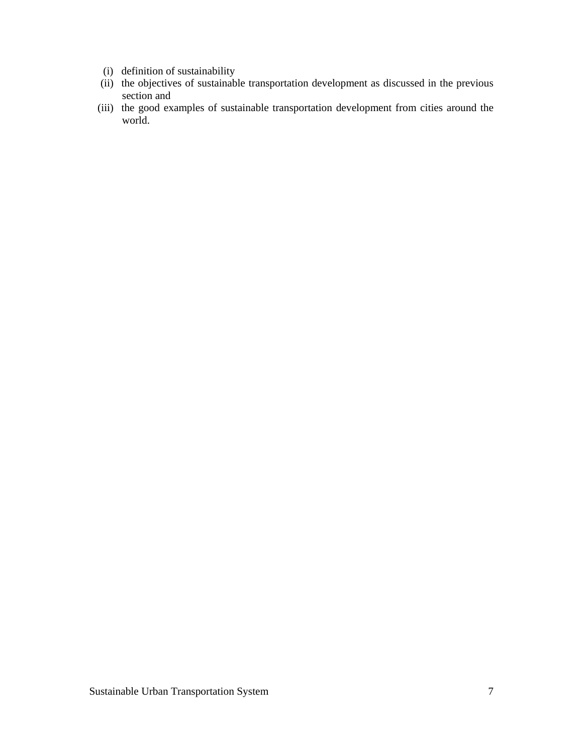(i) definition of sustainability
(ii) the objectives of sustainable transportation development as discussed in the previous section and
(iii) the good examples of sustainable transportation development from cities around the world.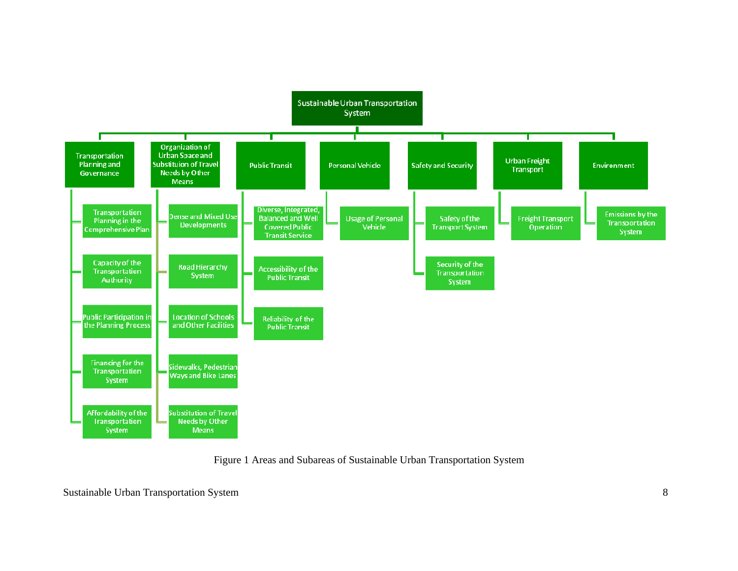- **Sustainable Urban Transportation System**
  - **Transportation Planning and Governance**
    - Transportation Planning in the Comprehensive Plan
    - Capacity of the Transportation Authority
    - Public Participation in the Planning Process
    - Financing for the Transportation System
    - Affordability of the Transportation System
  - **Organization of Urban Space and Substituion of Travel Needs by Other Means**
    - Dense and Mixed Use Developments
    - Road Hierarchy System
    - Location of Schools and Other Facilities
    - Sidewalks, Pedestrian Ways and Bike Lanes
    - Substitution of Travel Needs by Other Means
  - **Public Transit**
    - Diverse, Integrated, Balanced and Well Covered Public Transit Service
    - Accessibility of the Public Transit
    - Reliability of the Public Transit
  - **Personal Vehicle**
    - Usage of Personal Vehicle
  - **Safety and Security**
    - Safety of the Transport System
    - Security of the Transportation System
  - **Urban Freight Transport**
    - Freight Transport Operation
  - **Environment**
    - Emissions by the Transportation System

Figure 1 Areas and Subareas of Sustainable Urban Transportation System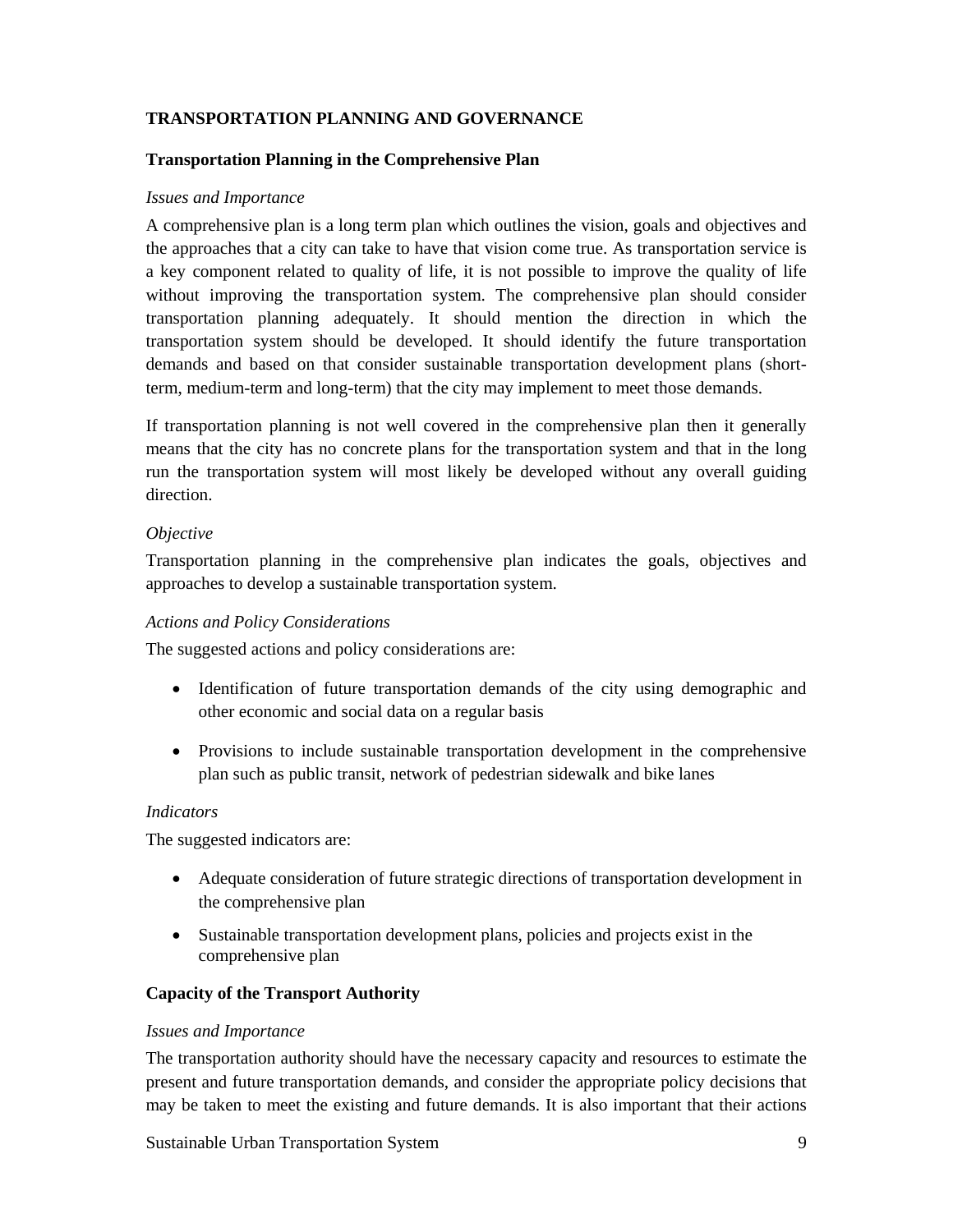## TRANSPORTATION PLANNING AND GOVERNANCE

### Transportation Planning in the Comprehensive Plan

*Issues and Importance*

A comprehensive plan is a long term plan which outlines the vision, goals and objectives and the approaches that a city can take to have that vision come true. As transportation service is a key component related to quality of life, it is not possible to improve the quality of life without improving the transportation system. The comprehensive plan should consider transportation planning adequately. It should mention the direction in which the transportation system should be developed. It should identify the future transportation demands and based on that consider sustainable transportation development plans (short-term, medium-term and long-term) that the city may implement to meet those demands.

If transportation planning is not well covered in the comprehensive plan then it generally means that the city has no concrete plans for the transportation system and that in the long run the transportation system will most likely be developed without any overall guiding direction.

*Objective*

Transportation planning in the comprehensive plan indicates the goals, objectives and approaches to develop a sustainable transportation system.

*Actions and Policy Considerations*

The suggested actions and policy considerations are:

- Identification of future transportation demands of the city using demographic and other economic and social data on a regular basis
- Provisions to include sustainable transportation development in the comprehensive plan such as public transit, network of pedestrian sidewalk and bike lanes

*Indicators*

The suggested indicators are:

- Adequate consideration of future strategic directions of transportation development in the comprehensive plan
- Sustainable transportation development plans, policies and projects exist in the comprehensive plan

### Capacity of the Transport Authority

*Issues and Importance*

The transportation authority should have the necessary capacity and resources to estimate the present and future transportation demands, and consider the appropriate policy decisions that may be taken to meet the existing and future demands. It is also important that their actions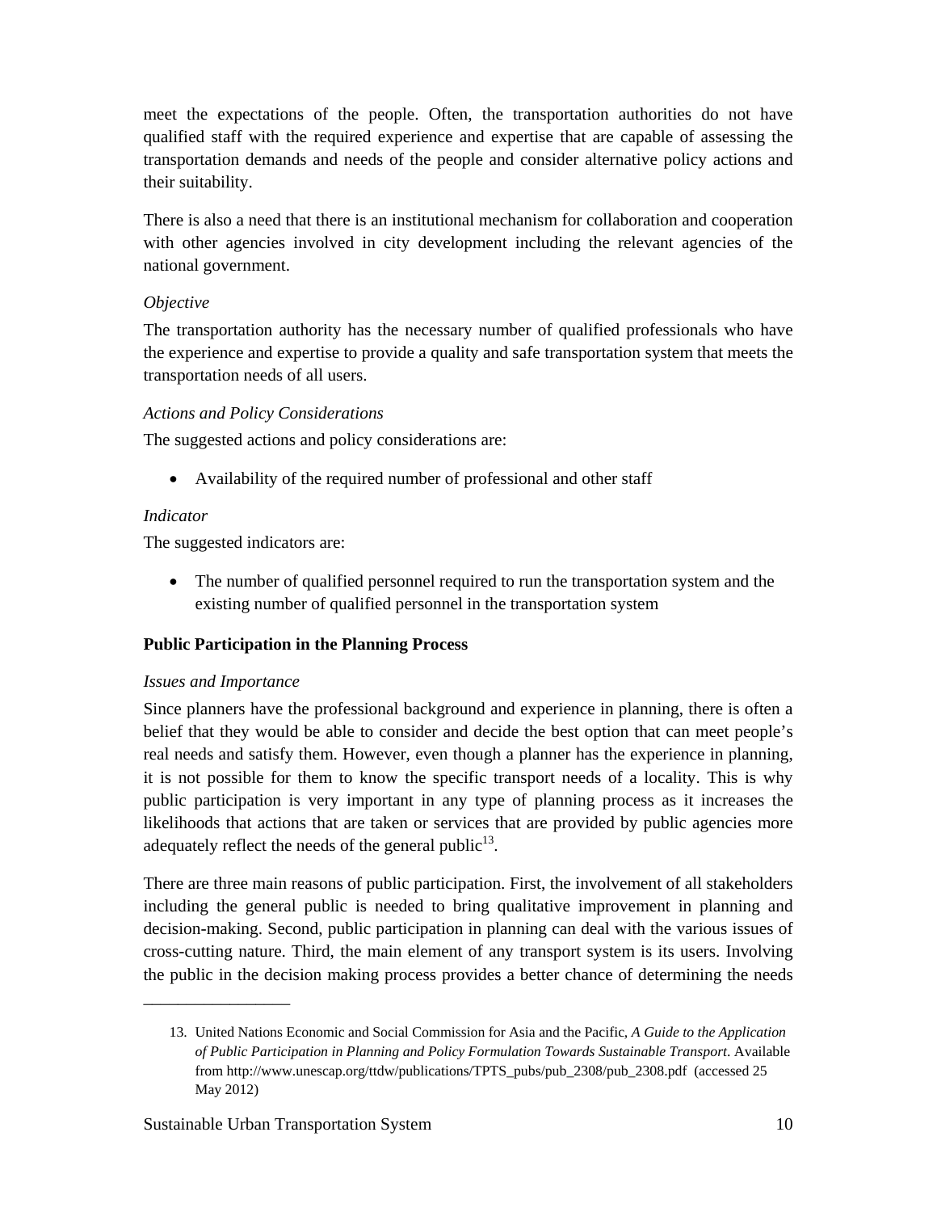meet the expectations of the people. Often, the transportation authorities do not have qualified staff with the required experience and expertise that are capable of assessing the transportation demands and needs of the people and consider alternative policy actions and their suitability.

There is also a need that there is an institutional mechanism for collaboration and cooperation with other agencies involved in city development including the relevant agencies of the national government.

*Objective*

The transportation authority has the necessary number of qualified professionals who have the experience and expertise to provide a quality and safe transportation system that meets the transportation needs of all users.

*Actions and Policy Considerations*

The suggested actions and policy considerations are:

- Availability of the required number of professional and other staff

*Indicator*

The suggested indicators are:

- The number of qualified personnel required to run the transportation system and the existing number of qualified personnel in the transportation system

**Public Participation in the Planning Process**

*Issues and Importance*

Since planners have the professional background and experience in planning, there is often a belief that they would be able to consider and decide the best option that can meet people's real needs and satisfy them. However, even though a planner has the experience in planning, it is not possible for them to know the specific transport needs of a locality. This is why public participation is very important in any type of planning process as it increases the likelihoods that actions that are taken or services that are provided by public agencies more adequately reflect the needs of the general public[13].

There are three main reasons of public participation. First, the involvement of all stakeholders including the general public is needed to bring qualitative improvement in planning and decision-making. Second, public participation in planning can deal with the various issues of cross-cutting nature. Third, the main element of any transport system is its users. Involving the public in the decision making process provides a better chance of determining the needs

---

13. United Nations Economic and Social Commission for Asia and the Pacific, *A Guide to the Application of Public Participation in Planning and Policy Formulation Towards Sustainable Transport*. Available from http://www.unescap.org/ttdw/publications/TPTS_pubs/pub_2308/pub_2308.pdf (accessed 25 May 2012)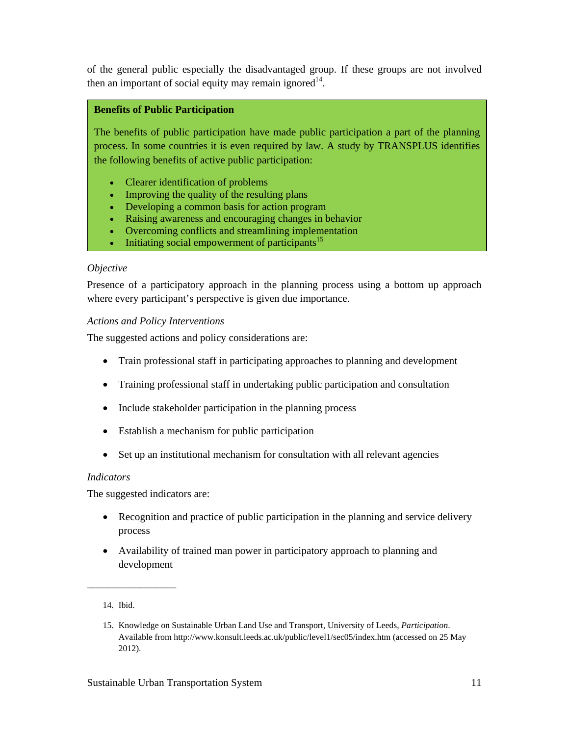of the general public especially the disadvantaged group. If these groups are not involved then an important of social equity may remain ignored[14].

**Benefits of Public Participation**

The benefits of public participation have made public participation a part of the planning process. In some countries it is even required by law. A study by TRANSPLUS identifies the following benefits of active public participation:

- Clearer identification of problems
- Improving the quality of the resulting plans
- Developing a common basis for action program
- Raising awareness and encouraging changes in behavior
- Overcoming conflicts and streamlining implementation
- Initiating social empowerment of participants[15]

*Objective*

Presence of a participatory approach in the planning process using a bottom up approach where every participant's perspective is given due importance.

*Actions and Policy Interventions*

The suggested actions and policy considerations are:

- Train professional staff in participating approaches to planning and development
- Training professional staff in undertaking public participation and consultation
- Include stakeholder participation in the planning process
- Establish a mechanism for public participation
- Set up an institutional mechanism for consultation with all relevant agencies

*Indicators*

The suggested indicators are:

- Recognition and practice of public participation in the planning and service delivery process
- Availability of trained man power in participatory approach to planning and development

---

14. Ibid.

15. Knowledge on Sustainable Urban Land Use and Transport, University of Leeds, *Participation*. Available from http://www.konsult.leeds.ac.uk/public/level1/sec05/index.htm (accessed on 25 May 2012).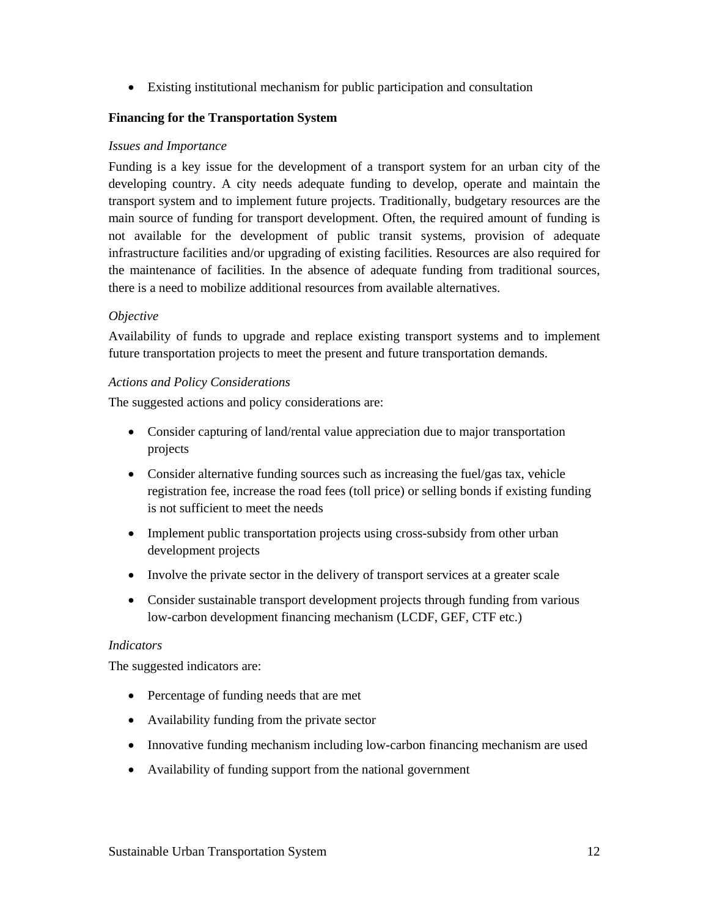- Existing institutional mechanism for public participation and consultation

**Financing for the Transportation System**

*Issues and Importance*

Funding is a key issue for the development of a transport system for an urban city of the developing country. A city needs adequate funding to develop, operate and maintain the transport system and to implement future projects. Traditionally, budgetary resources are the main source of funding for transport development. Often, the required amount of funding is not available for the development of public transit systems, provision of adequate infrastructure facilities and/or upgrading of existing facilities. Resources are also required for the maintenance of facilities. In the absence of adequate funding from traditional sources, there is a need to mobilize additional resources from available alternatives.

*Objective*

Availability of funds to upgrade and replace existing transport systems and to implement future transportation projects to meet the present and future transportation demands.

*Actions and Policy Considerations*

The suggested actions and policy considerations are:

- Consider capturing of land/rental value appreciation due to major transportation projects
- Consider alternative funding sources such as increasing the fuel/gas tax, vehicle registration fee, increase the road fees (toll price) or selling bonds if existing funding is not sufficient to meet the needs
- Implement public transportation projects using cross-subsidy from other urban development projects
- Involve the private sector in the delivery of transport services at a greater scale
- Consider sustainable transport development projects through funding from various low-carbon development financing mechanism (LCDF, GEF, CTF etc.)

*Indicators*

The suggested indicators are:

- Percentage of funding needs that are met
- Availability funding from the private sector
- Innovative funding mechanism including low-carbon financing mechanism are used
- Availability of funding support from the national government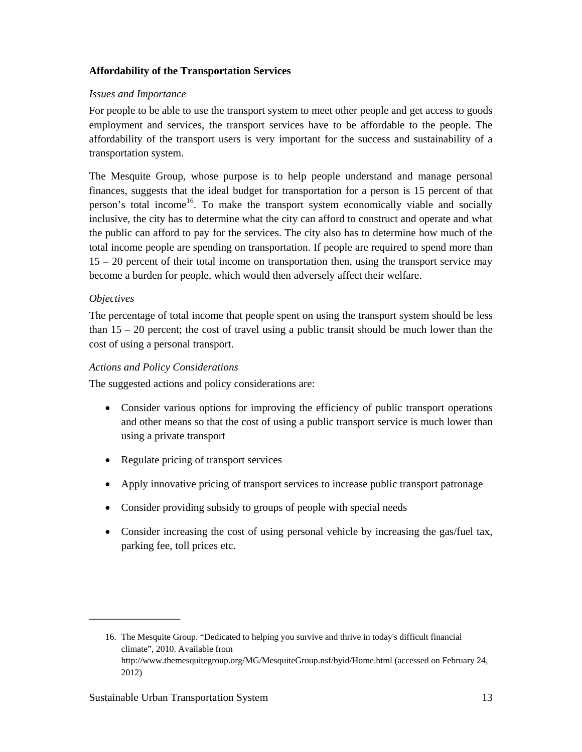**Affordability of the Transportation Services**

*Issues and Importance*

For people to be able to use the transport system to meet other people and get access to goods employment and services, the transport services have to be affordable to the people. The affordability of the transport users is very important for the success and sustainability of a transportation system.

The Mesquite Group, whose purpose is to help people understand and manage personal finances, suggests that the ideal budget for transportation for a person is 15 percent of that person's total income[16]. To make the transport system economically viable and socially inclusive, the city has to determine what the city can afford to construct and operate and what the public can afford to pay for the services. The city also has to determine how much of the total income people are spending on transportation. If people are required to spend more than 15 – 20 percent of their total income on transportation then, using the transport service may become a burden for people, which would then adversely affect their welfare.

*Objectives*

The percentage of total income that people spent on using the transport system should be less than 15 – 20 percent; the cost of travel using a public transit should be much lower than the cost of using a personal transport.

*Actions and Policy Considerations*

The suggested actions and policy considerations are:

- Consider various options for improving the efficiency of public transport operations and other means so that the cost of using a public transport service is much lower than using a private transport
- Regulate pricing of transport services
- Apply innovative pricing of transport services to increase public transport patronage
- Consider providing subsidy to groups of people with special needs
- Consider increasing the cost of using personal vehicle by increasing the gas/fuel tax, parking fee, toll prices etc.

---

16. The Mesquite Group. "Dedicated to helping you survive and thrive in today's difficult financial climate", 2010. Available from http://www.themesquitegroup.org/MG/MesquiteGroup.nsf/byid/Home.html (accessed on February 24, 2012)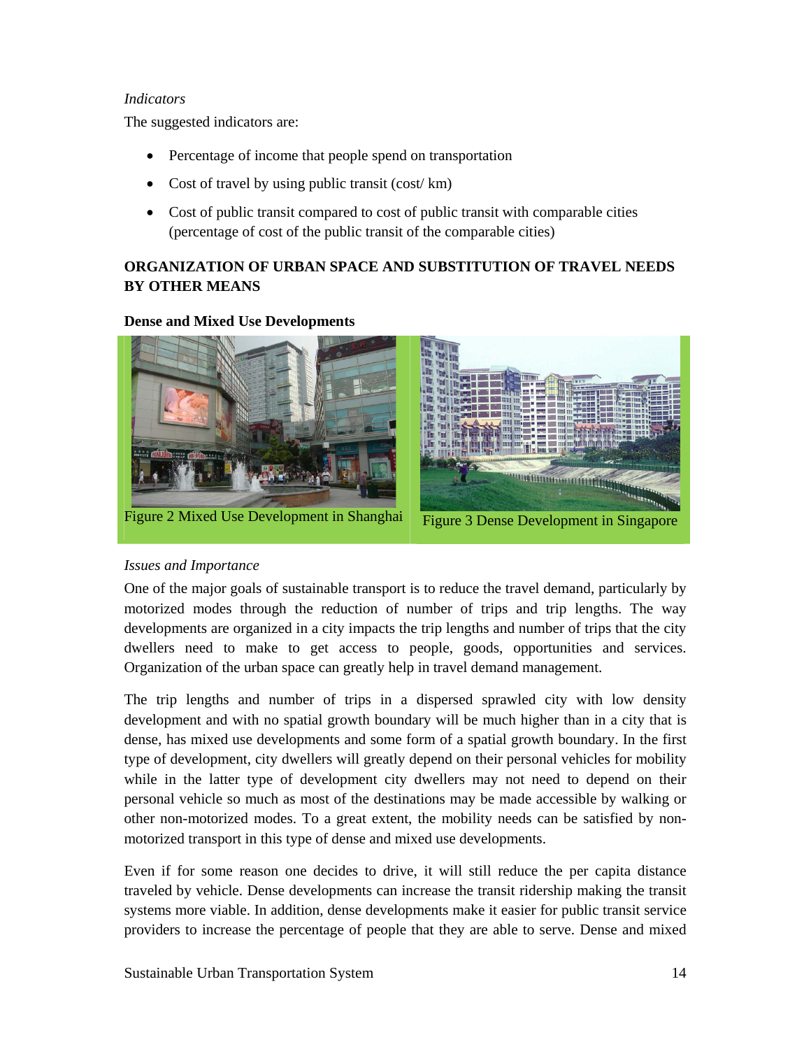*Indicators*

The suggested indicators are:

- Percentage of income that people spend on transportation
- Cost of travel by using public transit (cost/ km)
- Cost of public transit compared to cost of public transit with comparable cities (percentage of cost of the public transit of the comparable cities)

## ORGANIZATION OF URBAN SPACE AND SUBSTITUTION OF TRAVEL NEEDS BY OTHER MEANS

### Dense and Mixed Use Developments

Figure 2 Mixed Use Development in Shanghai

Figure 3 Dense Development in Singapore

*Issues and Importance*

One of the major goals of sustainable transport is to reduce the travel demand, particularly by motorized modes through the reduction of number of trips and trip lengths. The way developments are organized in a city impacts the trip lengths and number of trips that the city dwellers need to make to get access to people, goods, opportunities and services. Organization of the urban space can greatly help in travel demand management.

The trip lengths and number of trips in a dispersed sprawled city with low density development and with no spatial growth boundary will be much higher than in a city that is dense, has mixed use developments and some form of a spatial growth boundary. In the first type of development, city dwellers will greatly depend on their personal vehicles for mobility while in the latter type of development city dwellers may not need to depend on their personal vehicle so much as most of the destinations may be made accessible by walking or other non-motorized modes. To a great extent, the mobility needs can be satisfied by non-motorized transport in this type of dense and mixed use developments.

Even if for some reason one decides to drive, it will still reduce the per capita distance traveled by vehicle. Dense developments can increase the transit ridership making the transit systems more viable. In addition, dense developments make it easier for public transit service providers to increase the percentage of people that they are able to serve. Dense and mixed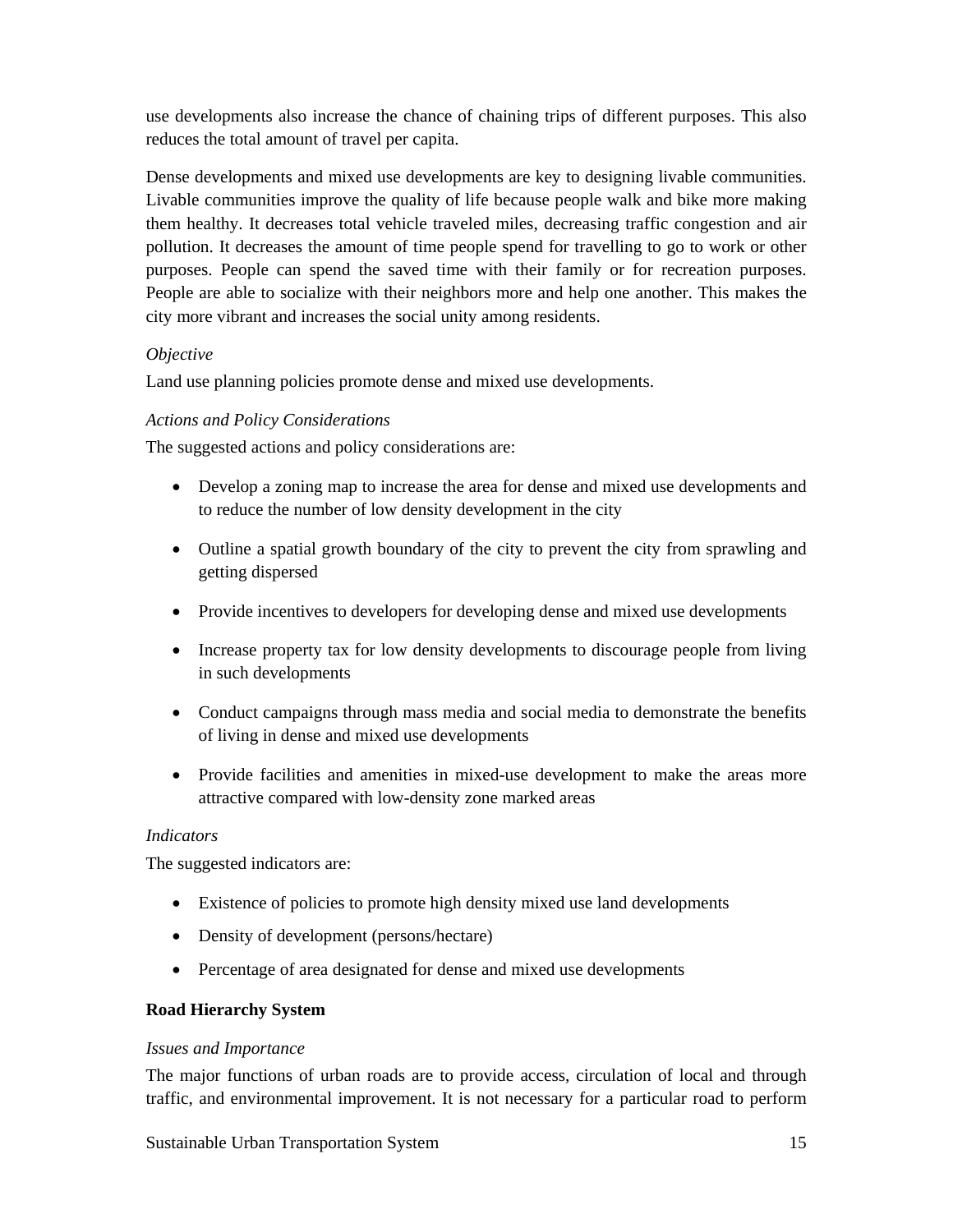use developments also increase the chance of chaining trips of different purposes. This also reduces the total amount of travel per capita.

Dense developments and mixed use developments are key to designing livable communities. Livable communities improve the quality of life because people walk and bike more making them healthy. It decreases total vehicle traveled miles, decreasing traffic congestion and air pollution. It decreases the amount of time people spend for travelling to go to work or other purposes. People can spend the saved time with their family or for recreation purposes. People are able to socialize with their neighbors more and help one another. This makes the city more vibrant and increases the social unity among residents.

*Objective*

Land use planning policies promote dense and mixed use developments.

*Actions and Policy Considerations*

The suggested actions and policy considerations are:

- Develop a zoning map to increase the area for dense and mixed use developments and to reduce the number of low density development in the city
- Outline a spatial growth boundary of the city to prevent the city from sprawling and getting dispersed
- Provide incentives to developers for developing dense and mixed use developments
- Increase property tax for low density developments to discourage people from living in such developments
- Conduct campaigns through mass media and social media to demonstrate the benefits of living in dense and mixed use developments
- Provide facilities and amenities in mixed-use development to make the areas more attractive compared with low-density zone marked areas

*Indicators*

The suggested indicators are:

- Existence of policies to promote high density mixed use land developments
- Density of development (persons/hectare)
- Percentage of area designated for dense and mixed use developments

**Road Hierarchy System**

*Issues and Importance*

The major functions of urban roads are to provide access, circulation of local and through traffic, and environmental improvement. It is not necessary for a particular road to perform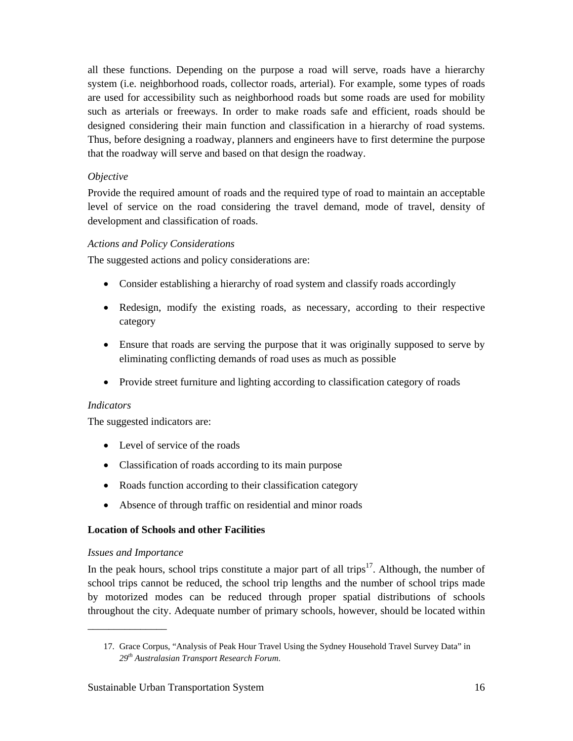all these functions. Depending on the purpose a road will serve, roads have a hierarchy system (i.e. neighborhood roads, collector roads, arterial). For example, some types of roads are used for accessibility such as neighborhood roads but some roads are used for mobility such as arterials or freeways. In order to make roads safe and efficient, roads should be designed considering their main function and classification in a hierarchy of road systems. Thus, before designing a roadway, planners and engineers have to first determine the purpose that the roadway will serve and based on that design the roadway.

*Objective*

Provide the required amount of roads and the required type of road to maintain an acceptable level of service on the road considering the travel demand, mode of travel, density of development and classification of roads.

*Actions and Policy Considerations*

The suggested actions and policy considerations are:

- Consider establishing a hierarchy of road system and classify roads accordingly
- Redesign, modify the existing roads, as necessary, according to their respective category
- Ensure that roads are serving the purpose that it was originally supposed to serve by eliminating conflicting demands of road uses as much as possible
- Provide street furniture and lighting according to classification category of roads

*Indicators*

The suggested indicators are:

- Level of service of the roads
- Classification of roads according to its main purpose
- Roads function according to their classification category
- Absence of through traffic on residential and minor roads

**Location of Schools and other Facilities**

*Issues and Importance*

In the peak hours, school trips constitute a major part of all trips[17]. Although, the number of school trips cannot be reduced, the school trip lengths and the number of school trips made by motorized modes can be reduced through proper spatial distributions of schools throughout the city. Adequate number of primary schools, however, should be located within

---

17. Grace Corpus, "Analysis of Peak Hour Travel Using the Sydney Household Travel Survey Data" in *29th Australasian Transport Research Forum.*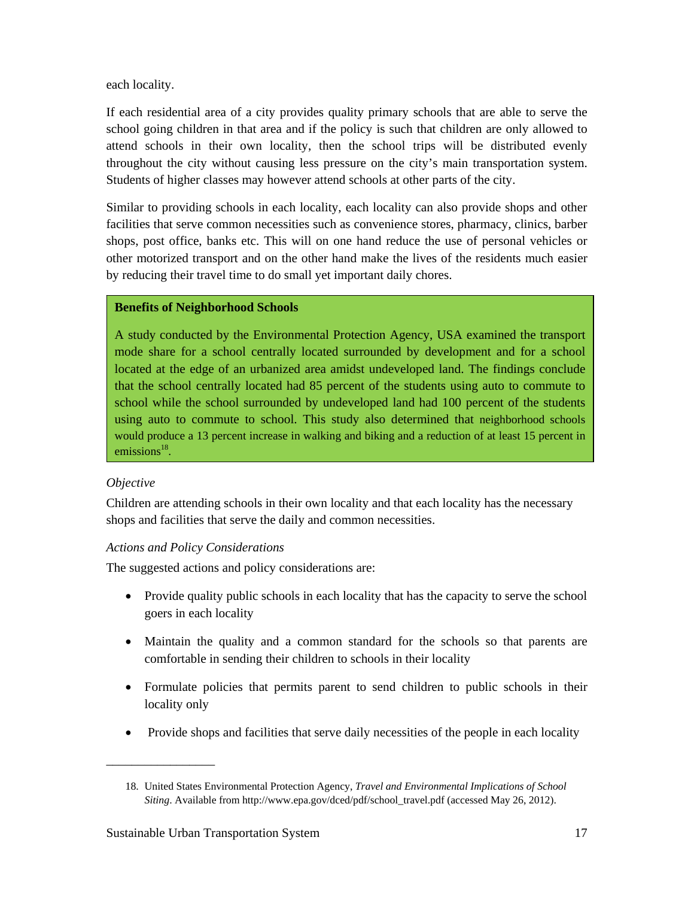each locality.

If each residential area of a city provides quality primary schools that are able to serve the school going children in that area and if the policy is such that children are only allowed to attend schools in their own locality, then the school trips will be distributed evenly throughout the city without causing less pressure on the city's main transportation system. Students of higher classes may however attend schools at other parts of the city.

Similar to providing schools in each locality, each locality can also provide shops and other facilities that serve common necessities such as convenience stores, pharmacy, clinics, barber shops, post office, banks etc. This will on one hand reduce the use of personal vehicles or other motorized transport and on the other hand make the lives of the residents much easier by reducing their travel time to do small yet important daily chores.

**Benefits of Neighborhood Schools**

A study conducted by the Environmental Protection Agency, USA examined the transport mode share for a school centrally located surrounded by development and for a school located at the edge of an urbanized area amidst undeveloped land. The findings conclude that the school centrally located had 85 percent of the students using auto to commute to school while the school surrounded by undeveloped land had 100 percent of the students using auto to commute to school. This study also determined that neighborhood schools would produce a 13 percent increase in walking and biking and a reduction of at least 15 percent in emissions[18].

*Objective*

Children are attending schools in their own locality and that each locality has the necessary shops and facilities that serve the daily and common necessities.

*Actions and Policy Considerations*

The suggested actions and policy considerations are:

- Provide quality public schools in each locality that has the capacity to serve the school goers in each locality
- Maintain the quality and a common standard for the schools so that parents are comfortable in sending their children to schools in their locality
- Formulate policies that permits parent to send children to public schools in their locality only
- Provide shops and facilities that serve daily necessities of the people in each locality

---

18. United States Environmental Protection Agency, *Travel and Environmental Implications of School Siting*. Available from http://www.epa.gov/dced/pdf/school_travel.pdf (accessed May 26, 2012).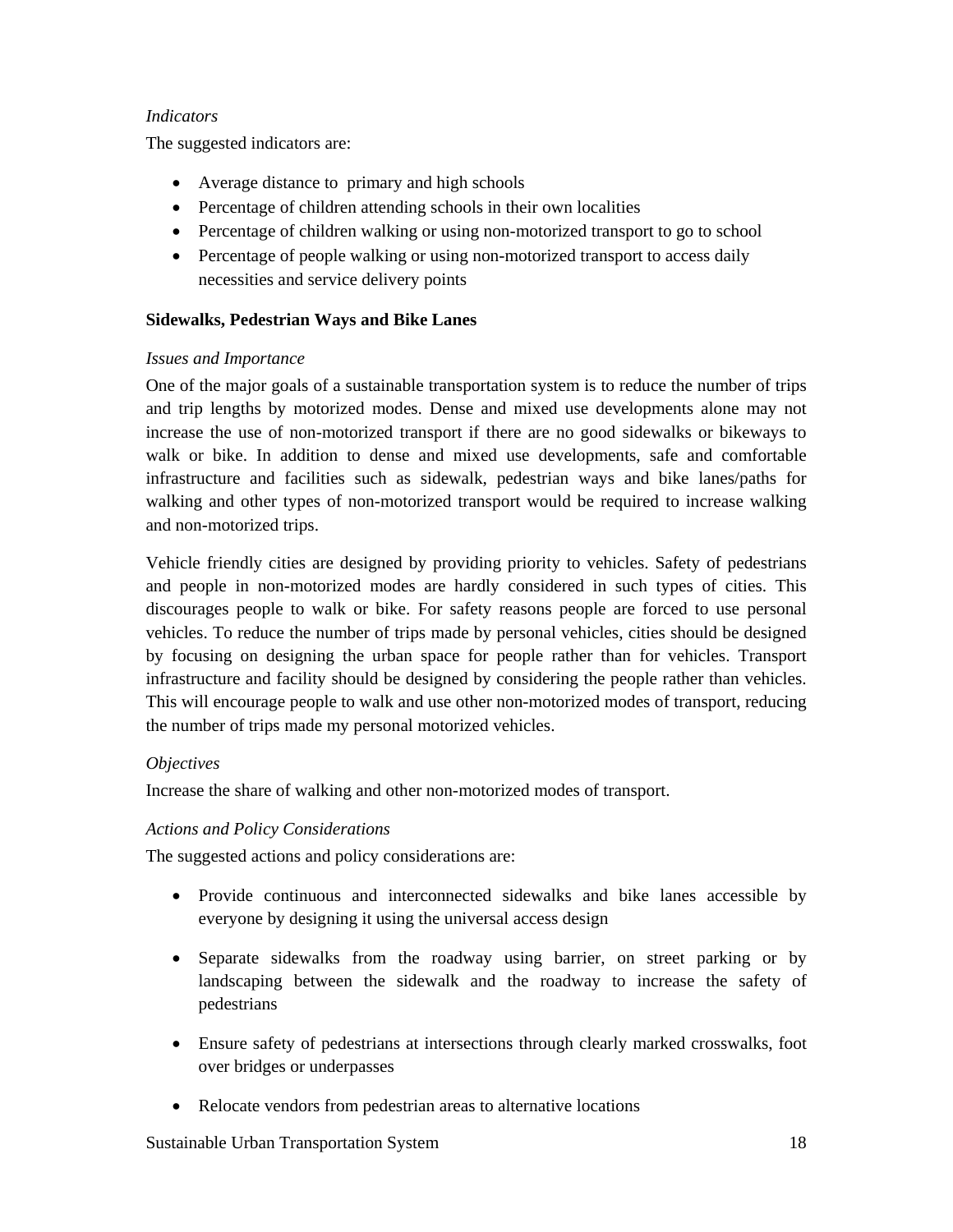*Indicators*

The suggested indicators are:

- Average distance to primary and high schools
- Percentage of children attending schools in their own localities
- Percentage of children walking or using non-motorized transport to go to school
- Percentage of people walking or using non-motorized transport to access daily necessities and service delivery points

**Sidewalks, Pedestrian Ways and Bike Lanes**

*Issues and Importance*

One of the major goals of a sustainable transportation system is to reduce the number of trips and trip lengths by motorized modes. Dense and mixed use developments alone may not increase the use of non-motorized transport if there are no good sidewalks or bikeways to walk or bike. In addition to dense and mixed use developments, safe and comfortable infrastructure and facilities such as sidewalk, pedestrian ways and bike lanes/paths for walking and other types of non-motorized transport would be required to increase walking and non-motorized trips.

Vehicle friendly cities are designed by providing priority to vehicles. Safety of pedestrians and people in non-motorized modes are hardly considered in such types of cities. This discourages people to walk or bike. For safety reasons people are forced to use personal vehicles. To reduce the number of trips made by personal vehicles, cities should be designed by focusing on designing the urban space for people rather than for vehicles. Transport infrastructure and facility should be designed by considering the people rather than vehicles. This will encourage people to walk and use other non-motorized modes of transport, reducing the number of trips made my personal motorized vehicles.

*Objectives*

Increase the share of walking and other non-motorized modes of transport.

*Actions and Policy Considerations*

The suggested actions and policy considerations are:

- Provide continuous and interconnected sidewalks and bike lanes accessible by everyone by designing it using the universal access design

- Separate sidewalks from the roadway using barrier, on street parking or by landscaping between the sidewalk and the roadway to increase the safety of pedestrians

- Ensure safety of pedestrians at intersections through clearly marked crosswalks, foot over bridges or underpasses

- Relocate vendors from pedestrian areas to alternative locations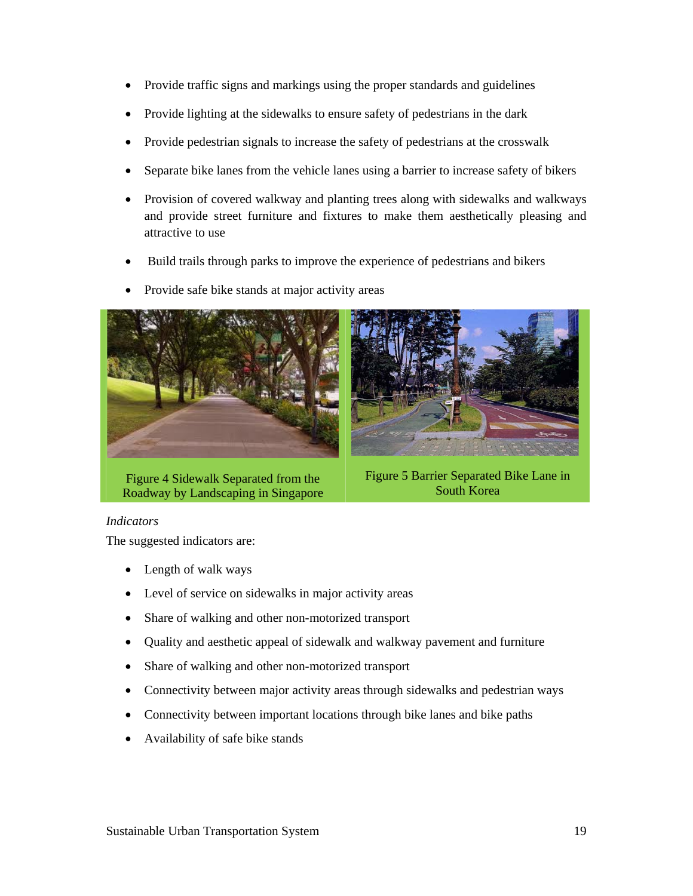- Provide traffic signs and markings using the proper standards and guidelines
- Provide lighting at the sidewalks to ensure safety of pedestrians in the dark
- Provide pedestrian signals to increase the safety of pedestrians at the crosswalk
- Separate bike lanes from the vehicle lanes using a barrier to increase safety of bikers
- Provision of covered walkway and planting trees along with sidewalks and walkways and provide street furniture and fixtures to make them aesthetically pleasing and attractive to use
- Build trails through parks to improve the experience of pedestrians and bikers
- Provide safe bike stands at major activity areas

Figure 4 Sidewalk Separated from the Roadway by Landscaping in Singapore

Figure 5 Barrier Separated Bike Lane in South Korea

*Indicators*

The suggested indicators are:

- Length of walk ways
- Level of service on sidewalks in major activity areas
- Share of walking and other non-motorized transport
- Quality and aesthetic appeal of sidewalk and walkway pavement and furniture
- Share of walking and other non-motorized transport
- Connectivity between major activity areas through sidewalks and pedestrian ways
- Connectivity between important locations through bike lanes and bike paths
- Availability of safe bike stands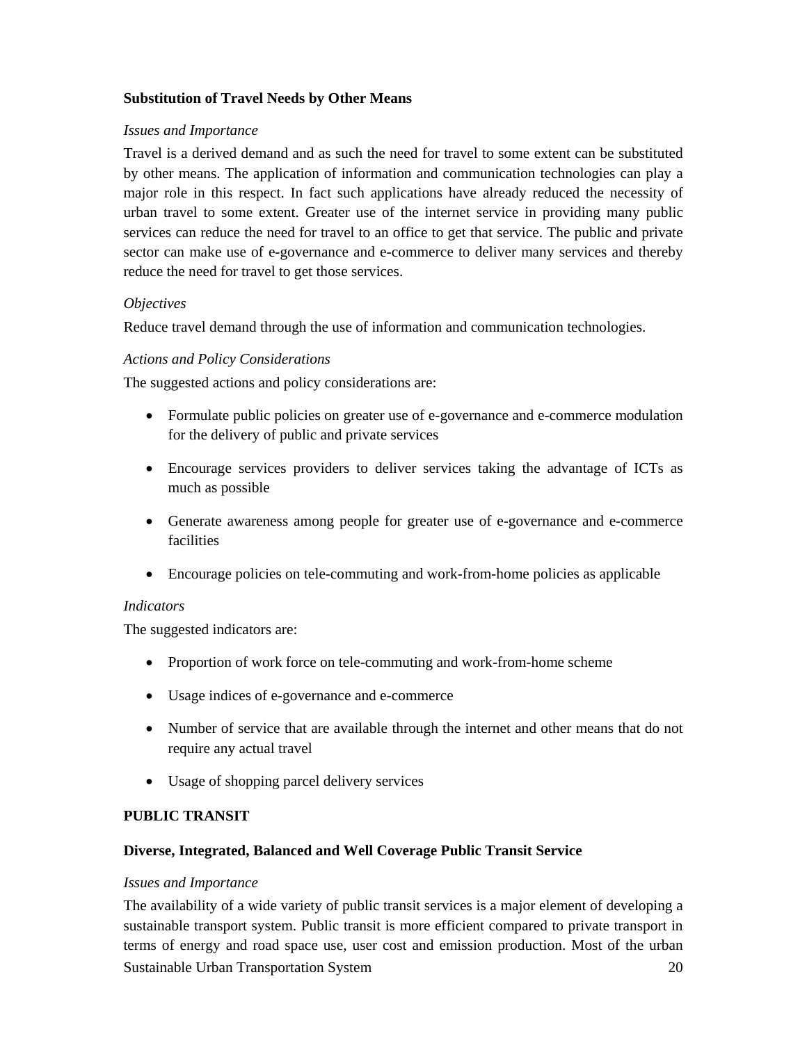### Substitution of Travel Needs by Other Means

*Issues and Importance*

Travel is a derived demand and as such the need for travel to some extent can be substituted by other means. The application of information and communication technologies can play a major role in this respect. In fact such applications have already reduced the necessity of urban travel to some extent. Greater use of the internet service in providing many public services can reduce the need for travel to an office to get that service. The public and private sector can make use of e-governance and e-commerce to deliver many services and thereby reduce the need for travel to get those services.

*Objectives*

Reduce travel demand through the use of information and communication technologies.

*Actions and Policy Considerations*

The suggested actions and policy considerations are:

- Formulate public policies on greater use of e-governance and e-commerce modulation for the delivery of public and private services
- Encourage services providers to deliver services taking the advantage of ICTs as much as possible
- Generate awareness among people for greater use of e-governance and e-commerce facilities
- Encourage policies on tele-commuting and work-from-home policies as applicable

*Indicators*

The suggested indicators are:

- Proportion of work force on tele-commuting and work-from-home scheme
- Usage indices of e-governance and e-commerce
- Number of service that are available through the internet and other means that do not require any actual travel
- Usage of shopping parcel delivery services

## PUBLIC TRANSIT

### Diverse, Integrated, Balanced and Well Coverage Public Transit Service

*Issues and Importance*

The availability of a wide variety of public transit services is a major element of developing a sustainable transport system. Public transit is more efficient compared to private transport in terms of energy and road space use, user cost and emission production. Most of the urban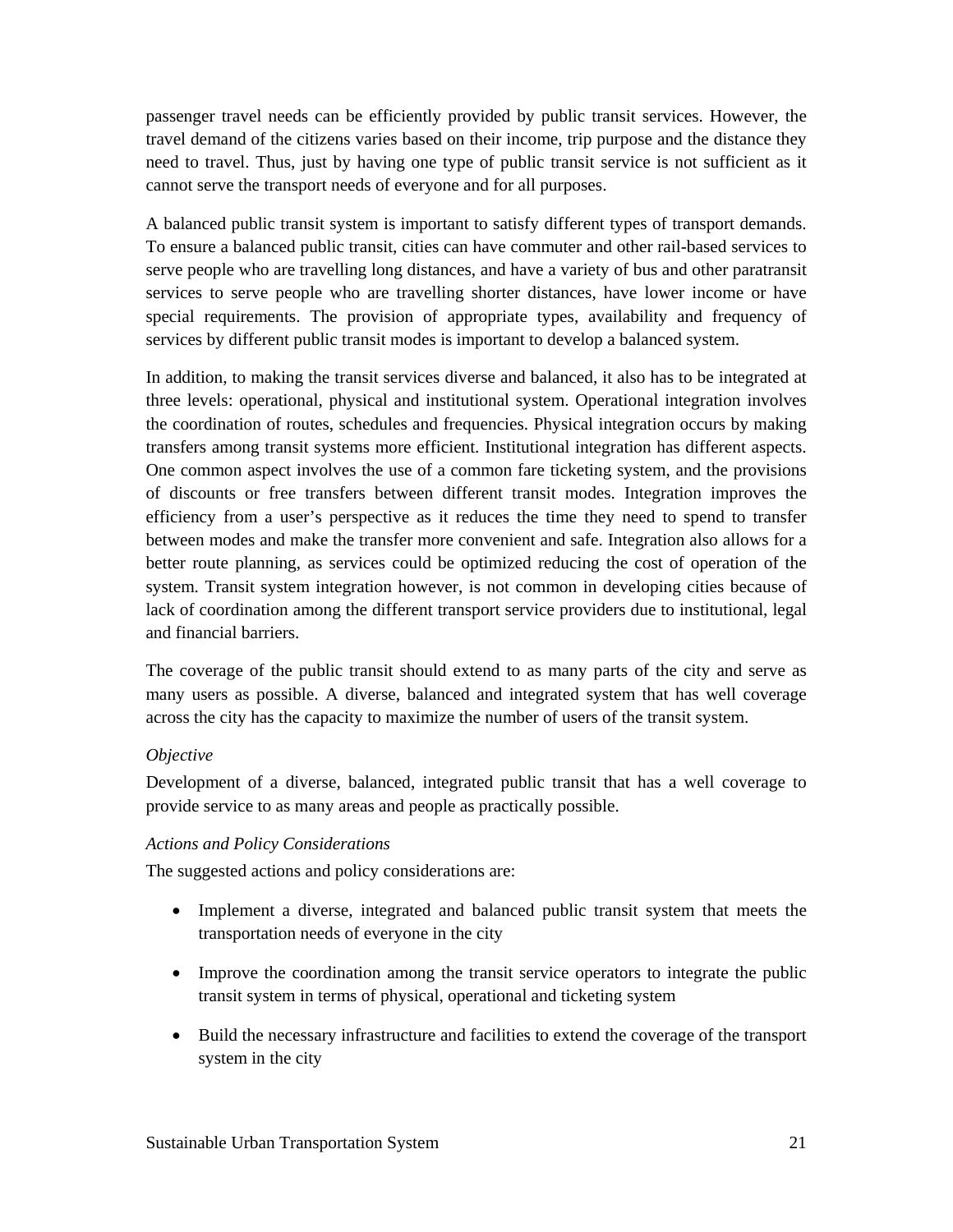passenger travel needs can be efficiently provided by public transit services. However, the travel demand of the citizens varies based on their income, trip purpose and the distance they need to travel. Thus, just by having one type of public transit service is not sufficient as it cannot serve the transport needs of everyone and for all purposes.

A balanced public transit system is important to satisfy different types of transport demands. To ensure a balanced public transit, cities can have commuter and other rail-based services to serve people who are travelling long distances, and have a variety of bus and other paratransit services to serve people who are travelling shorter distances, have lower income or have special requirements. The provision of appropriate types, availability and frequency of services by different public transit modes is important to develop a balanced system.

In addition, to making the transit services diverse and balanced, it also has to be integrated at three levels: operational, physical and institutional system. Operational integration involves the coordination of routes, schedules and frequencies. Physical integration occurs by making transfers among transit systems more efficient. Institutional integration has different aspects. One common aspect involves the use of a common fare ticketing system, and the provisions of discounts or free transfers between different transit modes. Integration improves the efficiency from a user's perspective as it reduces the time they need to spend to transfer between modes and make the transfer more convenient and safe. Integration also allows for a better route planning, as services could be optimized reducing the cost of operation of the system. Transit system integration however, is not common in developing cities because of lack of coordination among the different transport service providers due to institutional, legal and financial barriers.

The coverage of the public transit should extend to as many parts of the city and serve as many users as possible. A diverse, balanced and integrated system that has well coverage across the city has the capacity to maximize the number of users of the transit system.

*Objective*

Development of a diverse, balanced, integrated public transit that has a well coverage to provide service to as many areas and people as practically possible.

*Actions and Policy Considerations*

The suggested actions and policy considerations are:

- Implement a diverse, integrated and balanced public transit system that meets the transportation needs of everyone in the city
- Improve the coordination among the transit service operators to integrate the public transit system in terms of physical, operational and ticketing system
- Build the necessary infrastructure and facilities to extend the coverage of the transport system in the city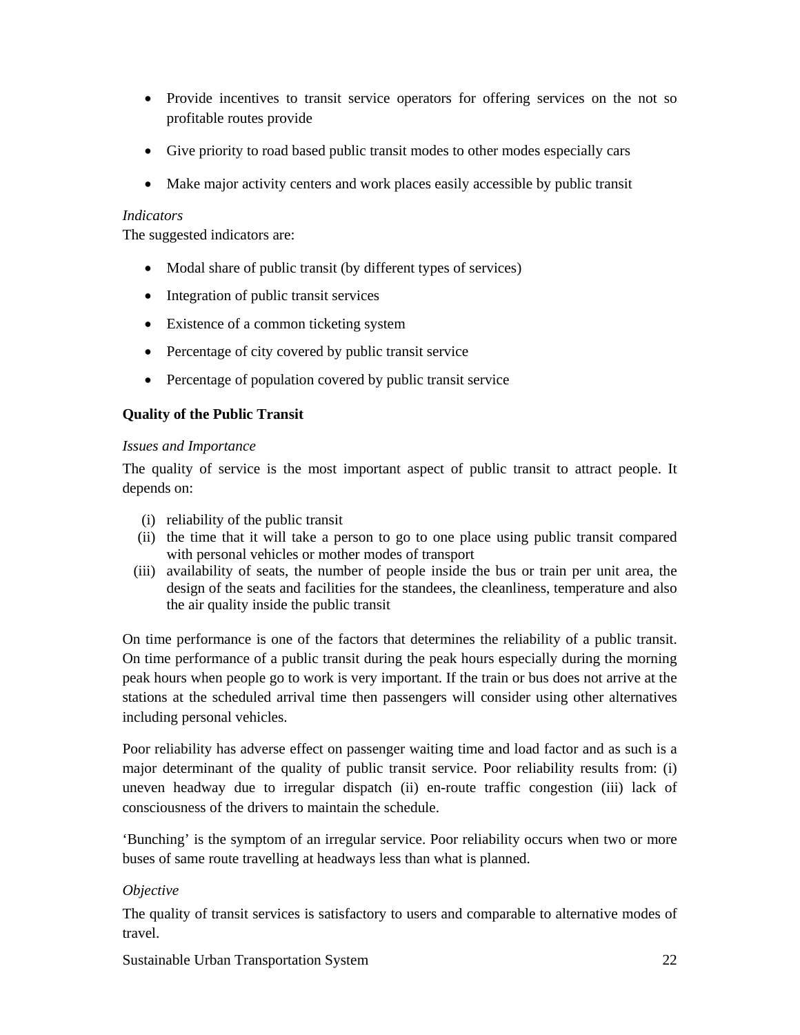- Provide incentives to transit service operators for offering services on the not so profitable routes provide
- Give priority to road based public transit modes to other modes especially cars
- Make major activity centers and work places easily accessible by public transit

*Indicators*

The suggested indicators are:

- Modal share of public transit (by different types of services)
- Integration of public transit services
- Existence of a common ticketing system
- Percentage of city covered by public transit service
- Percentage of population covered by public transit service

**Quality of the Public Transit**

*Issues and Importance*

The quality of service is the most important aspect of public transit to attract people. It depends on:

(i) reliability of the public transit
(ii) the time that it will take a person to go to one place using public transit compared with personal vehicles or mother modes of transport
(iii) availability of seats, the number of people inside the bus or train per unit area, the design of the seats and facilities for the standees, the cleanliness, temperature and also the air quality inside the public transit

On time performance is one of the factors that determines the reliability of a public transit. On time performance of a public transit during the peak hours especially during the morning peak hours when people go to work is very important. If the train or bus does not arrive at the stations at the scheduled arrival time then passengers will consider using other alternatives including personal vehicles.

Poor reliability has adverse effect on passenger waiting time and load factor and as such is a major determinant of the quality of public transit service. Poor reliability results from: (i) uneven headway due to irregular dispatch (ii) en-route traffic congestion (iii) lack of consciousness of the drivers to maintain the schedule.

'Bunching' is the symptom of an irregular service. Poor reliability occurs when two or more buses of same route travelling at headways less than what is planned.

*Objective*

The quality of transit services is satisfactory to users and comparable to alternative modes of travel.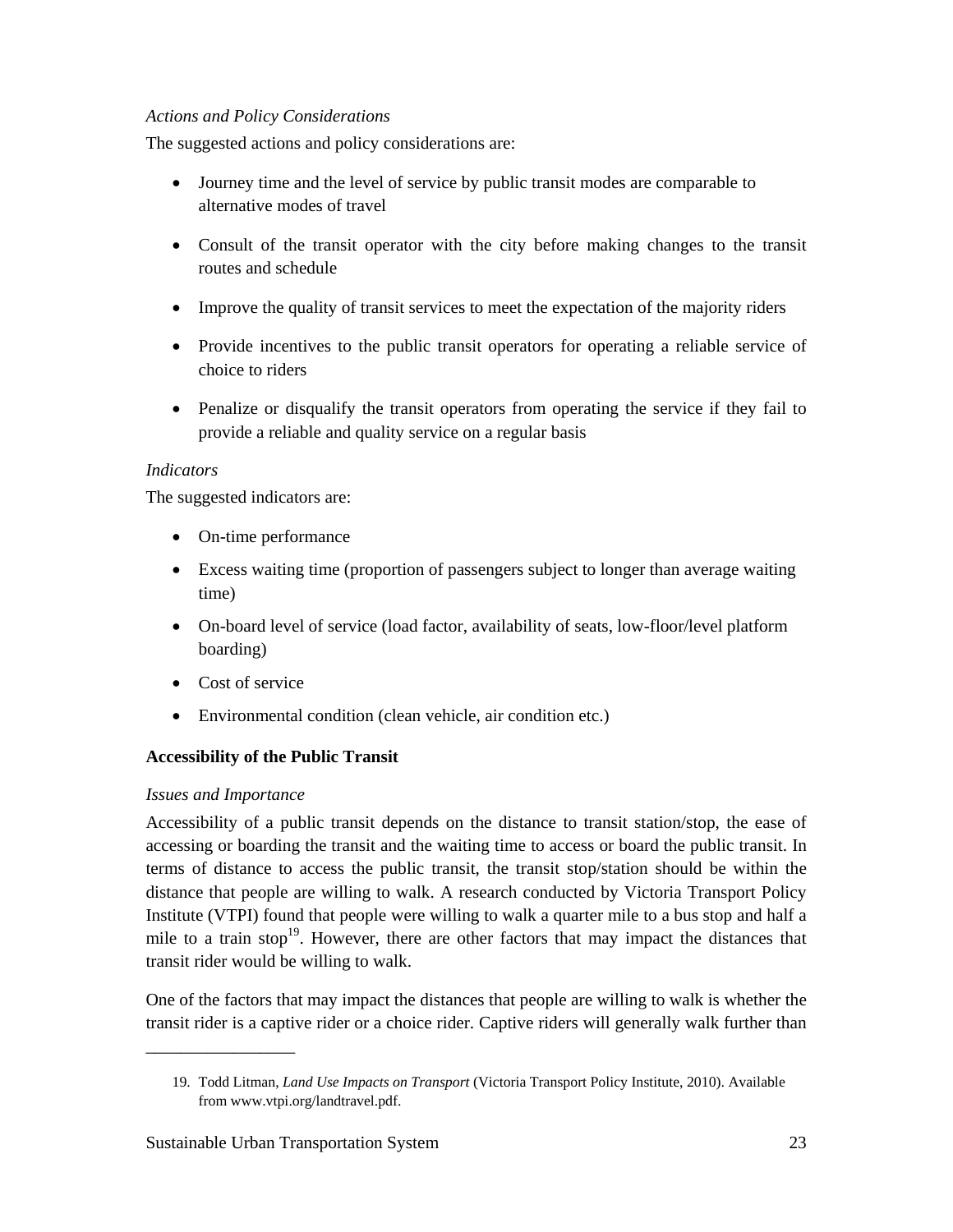*Actions and Policy Considerations*

The suggested actions and policy considerations are:

- Journey time and the level of service by public transit modes are comparable to alternative modes of travel
- Consult of the transit operator with the city before making changes to the transit routes and schedule
- Improve the quality of transit services to meet the expectation of the majority riders
- Provide incentives to the public transit operators for operating a reliable service of choice to riders
- Penalize or disqualify the transit operators from operating the service if they fail to provide a reliable and quality service on a regular basis

*Indicators*

The suggested indicators are:

- On-time performance
- Excess waiting time (proportion of passengers subject to longer than average waiting time)
- On-board level of service (load factor, availability of seats, low-floor/level platform boarding)
- Cost of service
- Environmental condition (clean vehicle, air condition etc.)

**Accessibility of the Public Transit**

*Issues and Importance*

Accessibility of a public transit depends on the distance to transit station/stop, the ease of accessing or boarding the transit and the waiting time to access or board the public transit. In terms of distance to access the public transit, the transit stop/station should be within the distance that people are willing to walk. A research conducted by Victoria Transport Policy Institute (VTPI) found that people were willing to walk a quarter mile to a bus stop and half a mile to a train stop[19]. However, there are other factors that may impact the distances that transit rider would be willing to walk.

One of the factors that may impact the distances that people are willing to walk is whether the transit rider is a captive rider or a choice rider. Captive riders will generally walk further than

---

19. Todd Litman, *Land Use Impacts on Transport* (Victoria Transport Policy Institute, 2010). Available from www.vtpi.org/landtravel.pdf.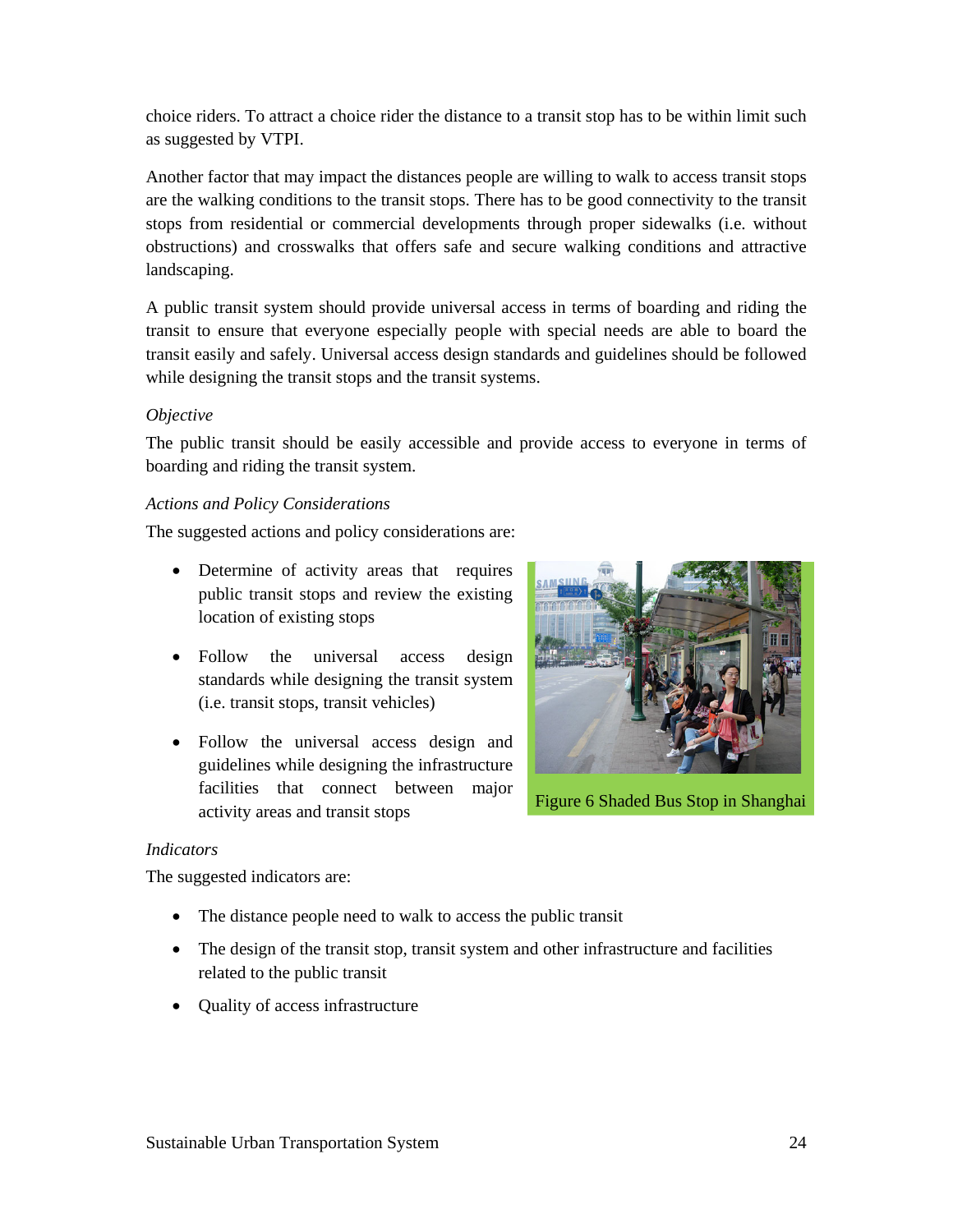choice riders. To attract a choice rider the distance to a transit stop has to be within limit such as suggested by VTPI.

Another factor that may impact the distances people are willing to walk to access transit stops are the walking conditions to the transit stops. There has to be good connectivity to the transit stops from residential or commercial developments through proper sidewalks (i.e. without obstructions) and crosswalks that offers safe and secure walking conditions and attractive landscaping.

A public transit system should provide universal access in terms of boarding and riding the transit to ensure that everyone especially people with special needs are able to board the transit easily and safely. Universal access design standards and guidelines should be followed while designing the transit stops and the transit systems.

*Objective*

The public transit should be easily accessible and provide access to everyone in terms of boarding and riding the transit system.

*Actions and Policy Considerations*

The suggested actions and policy considerations are:

- Determine of activity areas that requires public transit stops and review the existing location of existing stops
- Follow the universal access design standards while designing the transit system (i.e. transit stops, transit vehicles)
- Follow the universal access design and guidelines while designing the infrastructure facilities that connect between major activity areas and transit stops

Figure 6 Shaded Bus Stop in Shanghai

*Indicators*

The suggested indicators are:

- The distance people need to walk to access the public transit
- The design of the transit stop, transit system and other infrastructure and facilities related to the public transit
- Quality of access infrastructure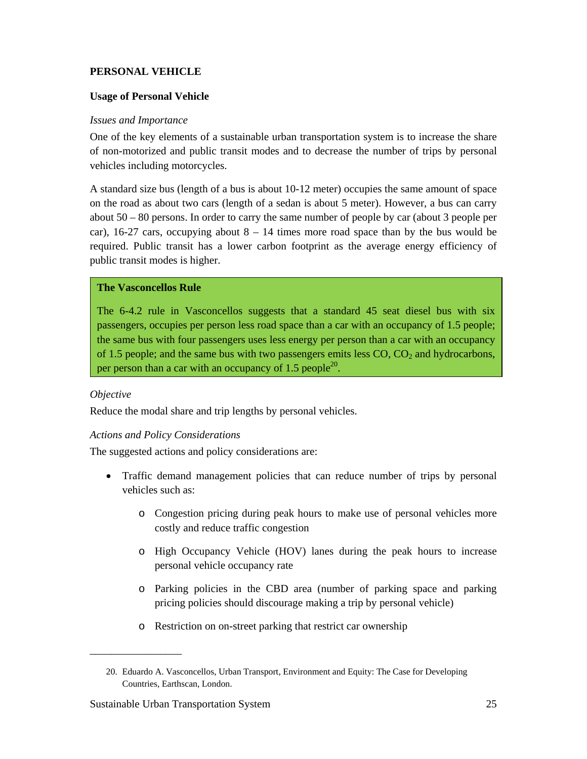## PERSONAL VEHICLE

### Usage of Personal Vehicle

*Issues and Importance*

One of the key elements of a sustainable urban transportation system is to increase the share of non-motorized and public transit modes and to decrease the number of trips by personal vehicles including motorcycles.

A standard size bus (length of a bus is about 10-12 meter) occupies the same amount of space on the road as about two cars (length of a sedan is about 5 meter). However, a bus can carry about 50 – 80 persons. In order to carry the same number of people by car (about 3 people per car), 16-27 cars, occupying about 8 – 14 times more road space than by the bus would be required. Public transit has a lower carbon footprint as the average energy efficiency of public transit modes is higher.

> **The Vasconcellos Rule**
>
> The 6-4.2 rule in Vasconcellos suggests that a standard 45 seat diesel bus with six passengers, occupies per person less road space than a car with an occupancy of 1.5 people; the same bus with four passengers uses less energy per person than a car with an occupancy of 1.5 people; and the same bus with two passengers emits less CO, $CO_2$ and hydrocarbons, per person than a car with an occupancy of 1.5 people[20].

*Objective*

Reduce the modal share and trip lengths by personal vehicles.

*Actions and Policy Considerations*

The suggested actions and policy considerations are:

- Traffic demand management policies that can reduce number of trips by personal vehicles such as:
  - Congestion pricing during peak hours to make use of personal vehicles more costly and reduce traffic congestion
  - High Occupancy Vehicle (HOV) lanes during the peak hours to increase personal vehicle occupancy rate
  - Parking policies in the CBD area (number of parking space and parking pricing policies should discourage making a trip by personal vehicle)
  - Restriction on on-street parking that restrict car ownership

---

20. Eduardo A. Vasconcellos, Urban Transport, Environment and Equity: The Case for Developing Countries, Earthscan, London.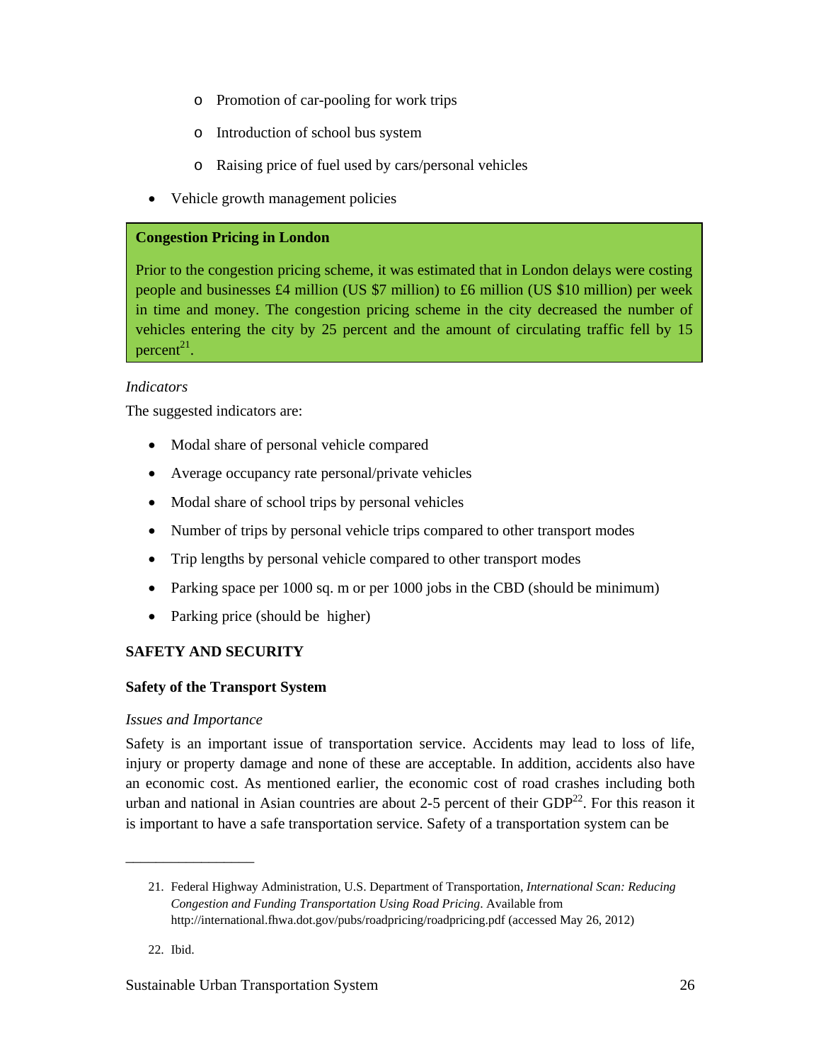- Promotion of car-pooling for work trips
  - Introduction of school bus system
  - Raising price of fuel used by cars/personal vehicles
- Vehicle growth management policies

> **Congestion Pricing in London**
>
> Prior to the congestion pricing scheme, it was estimated that in London delays were costing people and businesses £4 million (US $7 million) to £6 million (US $10 million) per week in time and money. The congestion pricing scheme in the city decreased the number of vehicles entering the city by 25 percent and the amount of circulating traffic fell by 15 percent[21].

*Indicators*

The suggested indicators are:

- Modal share of personal vehicle compared
- Average occupancy rate personal/private vehicles
- Modal share of school trips by personal vehicles
- Number of trips by personal vehicle trips compared to other transport modes
- Trip lengths by personal vehicle compared to other transport modes
- Parking space per 1000 sq. m or per 1000 jobs in the CBD (should be minimum)
- Parking price (should be higher)

**SAFETY AND SECURITY**

**Safety of the Transport System**

*Issues and Importance*

Safety is an important issue of transportation service. Accidents may lead to loss of life, injury or property damage and none of these are acceptable. In addition, accidents also have an economic cost. As mentioned earlier, the economic cost of road crashes including both urban and national in Asian countries are about 2-5 percent of their GDP[22]. For this reason it is important to have a safe transportation service. Safety of a transportation system can be

---

21. Federal Highway Administration, U.S. Department of Transportation, *International Scan: Reducing Congestion and Funding Transportation Using Road Pricing*. Available from http://international.fhwa.dot.gov/pubs/roadpricing/roadpricing.pdf (accessed May 26, 2012)

22. Ibid.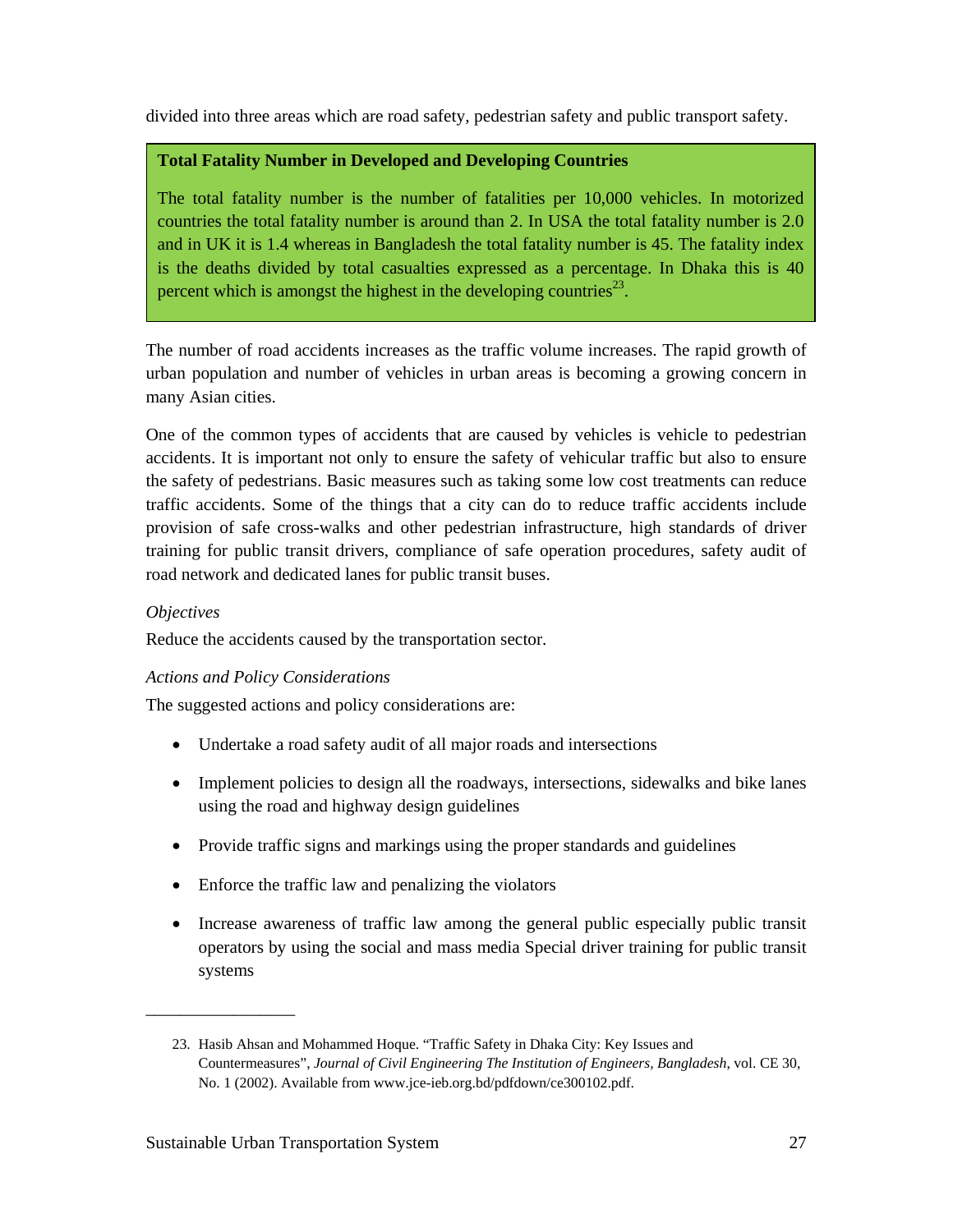divided into three areas which are road safety, pedestrian safety and public transport safety.

**Total Fatality Number in Developed and Developing Countries**

The total fatality number is the number of fatalities per 10,000 vehicles. In motorized countries the total fatality number is around than 2. In USA the total fatality number is 2.0 and in UK it is 1.4 whereas in Bangladesh the total fatality number is 45. The fatality index is the deaths divided by total casualties expressed as a percentage. In Dhaka this is 40 percent which is amongst the highest in the developing countries[23].

The number of road accidents increases as the traffic volume increases. The rapid growth of urban population and number of vehicles in urban areas is becoming a growing concern in many Asian cities.

One of the common types of accidents that are caused by vehicles is vehicle to pedestrian accidents. It is important not only to ensure the safety of vehicular traffic but also to ensure the safety of pedestrians. Basic measures such as taking some low cost treatments can reduce traffic accidents. Some of the things that a city can do to reduce traffic accidents include provision of safe cross-walks and other pedestrian infrastructure, high standards of driver training for public transit drivers, compliance of safe operation procedures, safety audit of road network and dedicated lanes for public transit buses.

*Objectives*

Reduce the accidents caused by the transportation sector.

*Actions and Policy Considerations*

The suggested actions and policy considerations are:

- Undertake a road safety audit of all major roads and intersections
- Implement policies to design all the roadways, intersections, sidewalks and bike lanes using the road and highway design guidelines
- Provide traffic signs and markings using the proper standards and guidelines
- Enforce the traffic law and penalizing the violators
- Increase awareness of traffic law among the general public especially public transit operators by using the social and mass media Special driver training for public transit systems

---

23. Hasib Ahsan and Mohammed Hoque. "Traffic Safety in Dhaka City: Key Issues and Countermeasures", *Journal of Civil Engineering The Institution of Engineers, Bangladesh*, vol. CE 30, No. 1 (2002). Available from www.jce-ieb.org.bd/pdfdown/ce300102.pdf.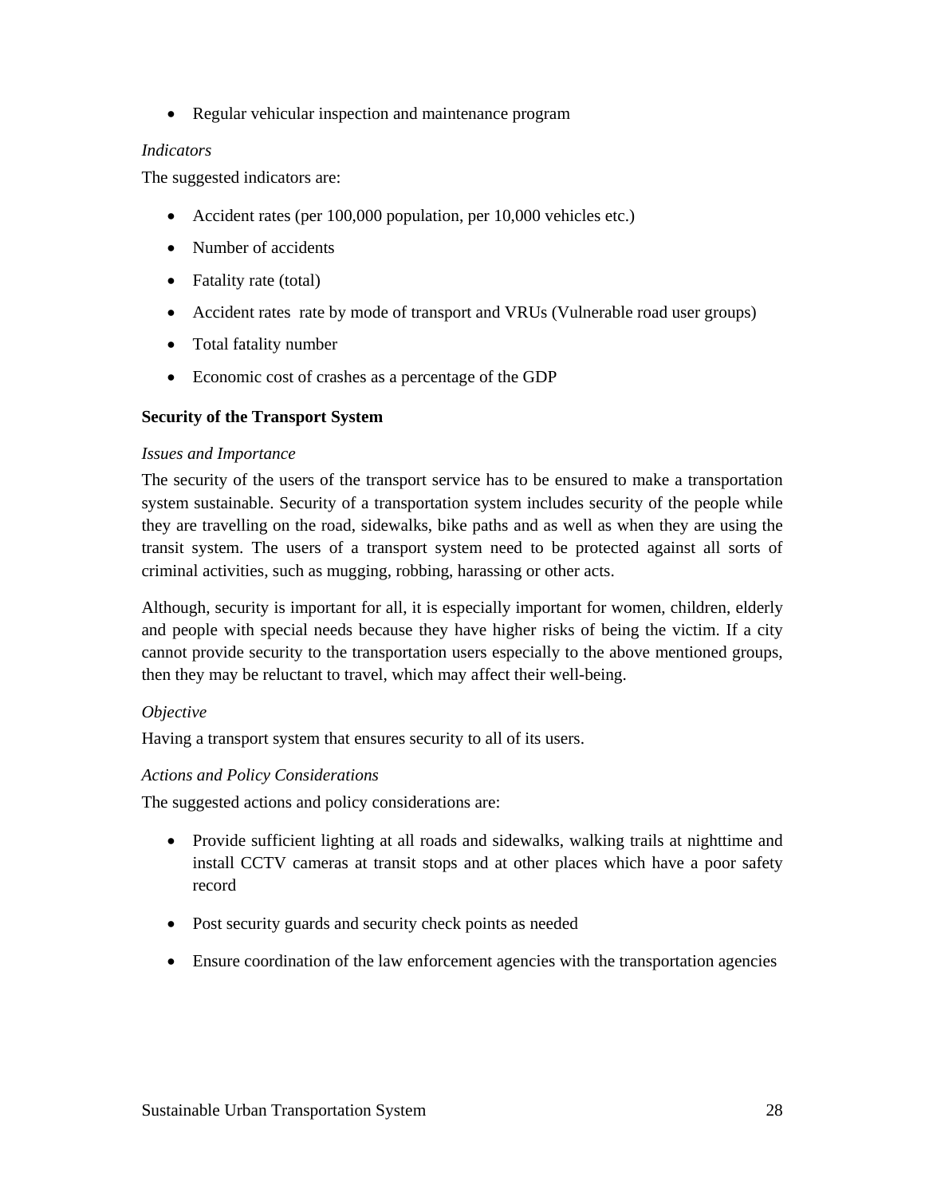- Regular vehicular inspection and maintenance program

*Indicators*

The suggested indicators are:

- Accident rates (per 100,000 population, per 10,000 vehicles etc.)
- Number of accidents
- Fatality rate (total)
- Accident rates rate by mode of transport and VRUs (Vulnerable road user groups)
- Total fatality number
- Economic cost of crashes as a percentage of the GDP

**Security of the Transport System**

*Issues and Importance*

The security of the users of the transport service has to be ensured to make a transportation system sustainable. Security of a transportation system includes security of the people while they are travelling on the road, sidewalks, bike paths and as well as when they are using the transit system. The users of a transport system need to be protected against all sorts of criminal activities, such as mugging, robbing, harassing or other acts.

Although, security is important for all, it is especially important for women, children, elderly and people with special needs because they have higher risks of being the victim. If a city cannot provide security to the transportation users especially to the above mentioned groups, then they may be reluctant to travel, which may affect their well-being.

*Objective*

Having a transport system that ensures security to all of its users.

*Actions and Policy Considerations*

The suggested actions and policy considerations are:

- Provide sufficient lighting at all roads and sidewalks, walking trails at nighttime and install CCTV cameras at transit stops and at other places which have a poor safety record
- Post security guards and security check points as needed
- Ensure coordination of the law enforcement agencies with the transportation agencies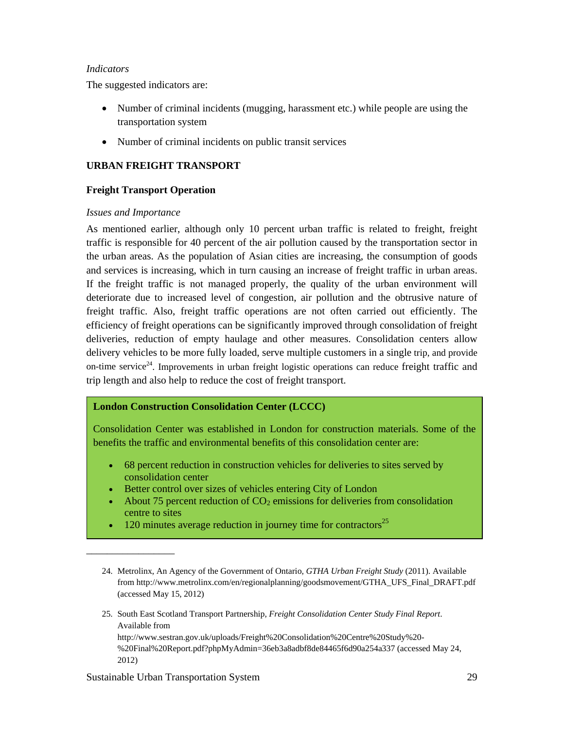*Indicators*

The suggested indicators are:

- Number of criminal incidents (mugging, harassment etc.) while people are using the transportation system
- Number of criminal incidents on public transit services

**URBAN FREIGHT TRANSPORT**

**Freight Transport Operation**

*Issues and Importance*

As mentioned earlier, although only 10 percent urban traffic is related to freight, freight traffic is responsible for 40 percent of the air pollution caused by the transportation sector in the urban areas. As the population of Asian cities are increasing, the consumption of goods and services is increasing, which in turn causing an increase of freight traffic in urban areas. If the freight traffic is not managed properly, the quality of the urban environment will deteriorate due to increased level of congestion, air pollution and the obtrusive nature of freight traffic. Also, freight traffic operations are not often carried out efficiently. The efficiency of freight operations can be significantly improved through consolidation of freight deliveries, reduction of empty haulage and other measures. Consolidation centers allow delivery vehicles to be more fully loaded, serve multiple customers in a single trip, and provide on-time service[24]. Improvements in urban freight logistic operations can reduce freight traffic and trip length and also help to reduce the cost of freight transport.

**London Construction Consolidation Center (LCCC)**

Consolidation Center was established in London for construction materials. Some of the benefits the traffic and environmental benefits of this consolidation center are:

- 68 percent reduction in construction vehicles for deliveries to sites served by consolidation center
- Better control over sizes of vehicles entering City of London
- About 75 percent reduction of $CO_2$ emissions for deliveries from consolidation centre to sites
- 120 minutes average reduction in journey time for contractors[25]

---

24. Metrolinx, An Agency of the Government of Ontario, *GTHA Urban Freight Study* (2011). Available from http://www.metrolinx.com/en/regionalplanning/goodsmovement/GTHA_UFS_Final_DRAFT.pdf (accessed May 15, 2012)

25. South East Scotland Transport Partnership, *Freight Consolidation Center Study Final Report*. Available from http://www.sestran.gov.uk/uploads/Freight%20Consolidation%20Centre%20Study%20-%20Final%20Report.pdf?phpMyAdmin=36eb3a8adbf8de84465f6d90a254a337 (accessed May 24, 2012)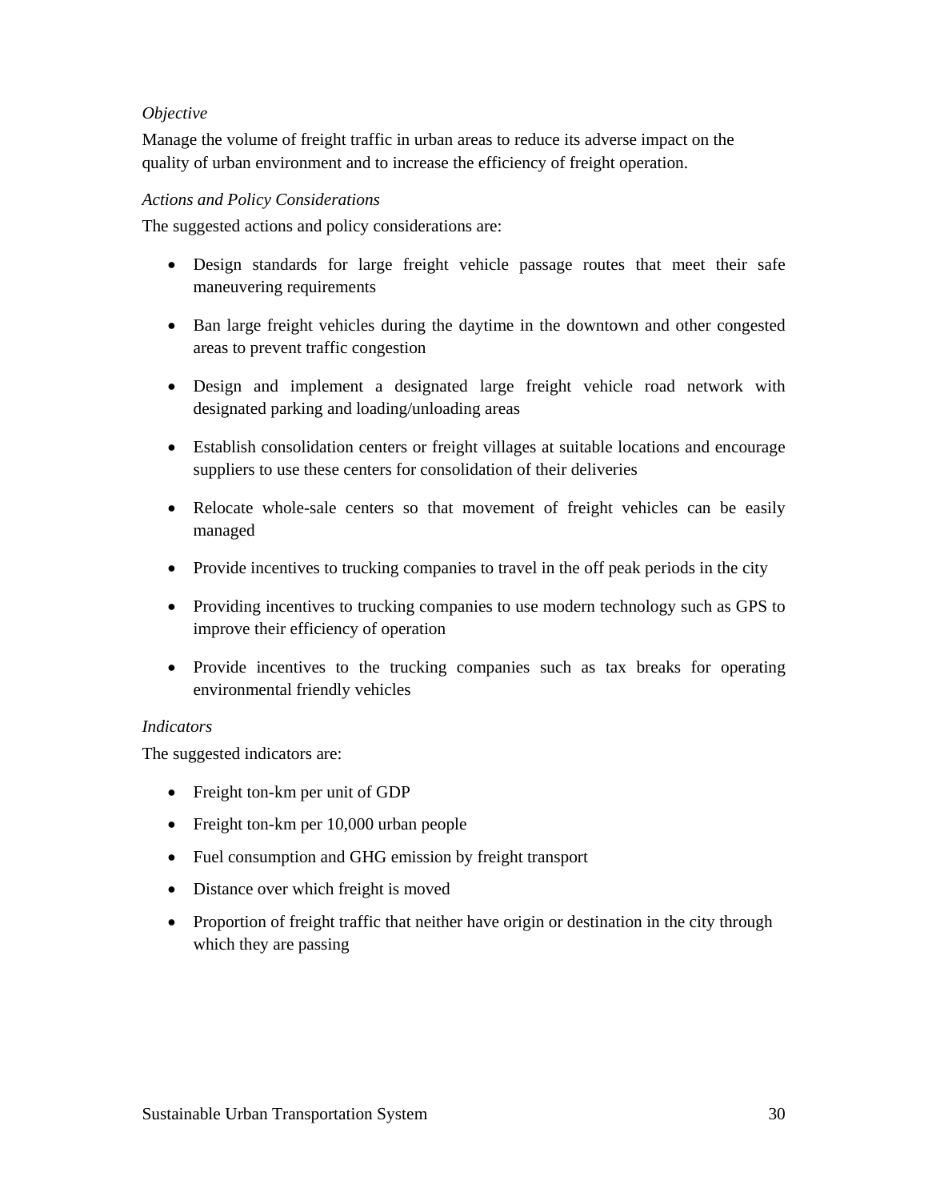*Objective*

Manage the volume of freight traffic in urban areas to reduce its adverse impact on the quality of urban environment and to increase the efficiency of freight operation.

*Actions and Policy Considerations*

The suggested actions and policy considerations are:

- Design standards for large freight vehicle passage routes that meet their safe maneuvering requirements
- Ban large freight vehicles during the daytime in the downtown and other congested areas to prevent traffic congestion
- Design and implement a designated large freight vehicle road network with designated parking and loading/unloading areas
- Establish consolidation centers or freight villages at suitable locations and encourage suppliers to use these centers for consolidation of their deliveries
- Relocate whole-sale centers so that movement of freight vehicles can be easily managed
- Provide incentives to trucking companies to travel in the off peak periods in the city
- Providing incentives to trucking companies to use modern technology such as GPS to improve their efficiency of operation
- Provide incentives to the trucking companies such as tax breaks for operating environmental friendly vehicles

*Indicators*

The suggested indicators are:

- Freight ton-km per unit of GDP
- Freight ton-km per 10,000 urban people
- Fuel consumption and GHG emission by freight transport
- Distance over which freight is moved
- Proportion of freight traffic that neither have origin or destination in the city through which they are passing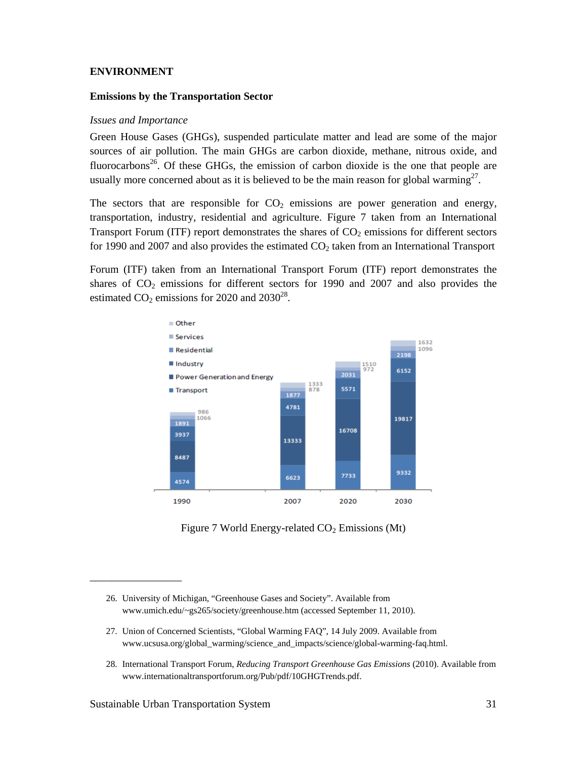# ENVIRONMENT

## Emissions by the Transportation Sector

*Issues and Importance*

Green House Gases (GHGs), suspended particulate matter and lead are some of the major sources of air pollution. The main GHGs are carbon dioxide, methane, nitrous oxide, and fluorocarbons[26]. Of these GHGs, the emission of carbon dioxide is the one that people are usually more concerned about as it is believed to be the main reason for global warming[27].

The sectors that are responsible for $CO_2$ emissions are power generation and energy, transportation, industry, residential and agriculture. Figure 7 taken from an International Transport Forum (ITF) report demonstrates the shares of $CO_2$ emissions for different sectors for 1990 and 2007 and also provides the estimated $CO_2$ taken from an International Transport

Forum (ITF) taken from an International Transport Forum (ITF) report demonstrates the shares of $CO_2$ emissions for different sectors for 1990 and 2007 and also provides the estimated $CO_2$ emissions for 2020 and 2030[28].

| | 1990 | 2007 | 2020 | 2030 |
|---|---|---|---|---|
| Transport | 4574 | 6623 | 7733 | 9332 |
| Power Generation and Energy | 8487 | 13333 | 16708 | 19817 |
| Industry | 3937 | 4781 | 5571 | 6152 |
| Residential | 1891 | 1877 | 2031 | 2198 |
| Services | 1066 | 878 | 972 | 1096 |
| Other | 986 | 1333 | 1510 | 1632 |

Figure 7 World Energy-related $CO_2$ Emissions (Mt)

---

26. University of Michigan, "Greenhouse Gases and Society". Available from www.umich.edu/~gs265/society/greenhouse.htm (accessed September 11, 2010).

27. Union of Concerned Scientists, "Global Warming FAQ", 14 July 2009. Available from www.ucsusa.org/global_warming/science_and_impacts/science/global-warming-faq.html.

28. International Transport Forum, *Reducing Transport Greenhouse Gas Emissions* (2010). Available from www.internationaltransportforum.org/Pub/pdf/10GHGTrends.pdf.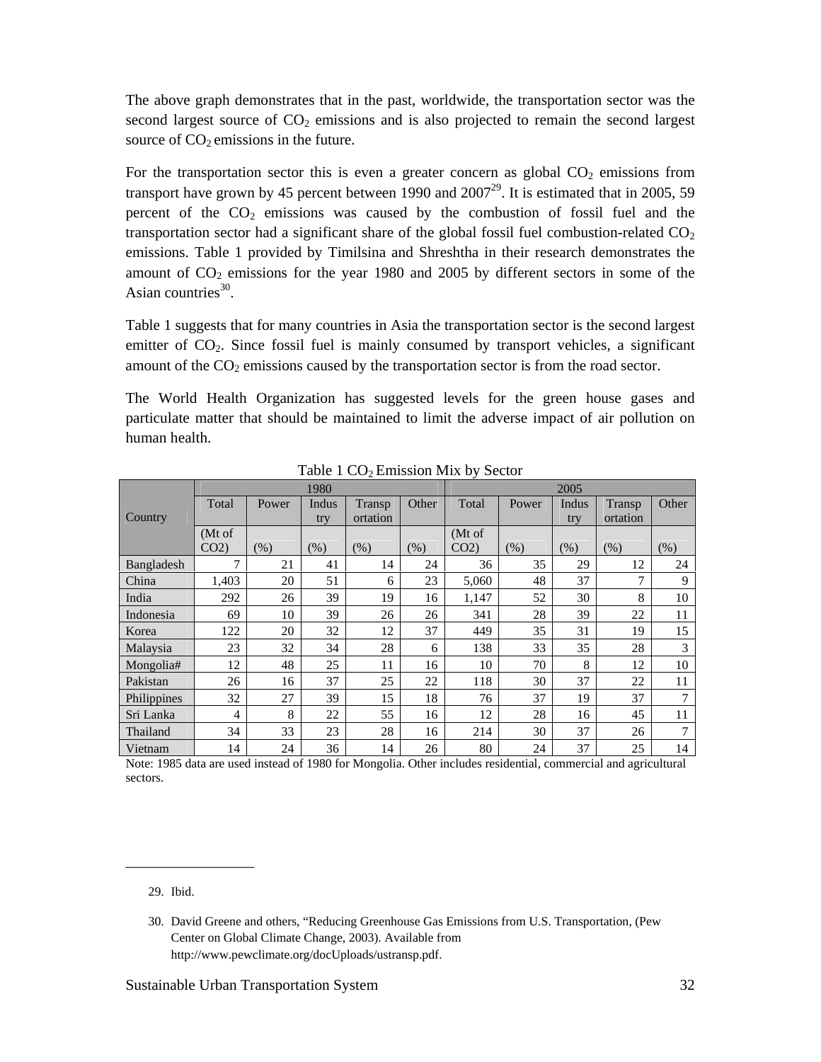The above graph demonstrates that in the past, worldwide, the transportation sector was the second largest source of $CO_2$ emissions and is also projected to remain the second largest source of $CO_2$ emissions in the future.

For the transportation sector this is even a greater concern as global $CO_2$ emissions from transport have grown by 45 percent between 1990 and 2007[29]. It is estimated that in 2005, 59 percent of the $CO_2$ emissions was caused by the combustion of fossil fuel and the transportation sector had a significant share of the global fossil fuel combustion-related $CO_2$ emissions. Table 1 provided by Timilsina and Shreshtha in their research demonstrates the amount of $CO_2$ emissions for the year 1980 and 2005 by different sectors in some of the Asian countries[30].

Table 1 suggests that for many countries in Asia the transportation sector is the second largest emitter of $CO_2$. Since fossil fuel is mainly consumed by transport vehicles, a significant amount of the $CO_2$ emissions caused by the transportation sector is from the road sector.

The World Health Organization has suggested levels for the green house gases and particulate matter that should be maintained to limit the adverse impact of air pollution on human health.

Table 1 $CO_2$ Emission Mix by Sector

| Country | 1980 | | | | | 2005 | | | | |
|---|---|---|---|---|---|---|---|---|---|---|
| | Total | Power | Industry | Transportation | Other | Total | Power | Industry | Transportation | Other |
| | (Mt of CO2) | (%) | (%) | (%) | (%) | (Mt of CO2) | (%) | (%) | (%) | (%) |
| Bangladesh | 7 | 21 | 41 | 14 | 24 | 36 | 35 | 29 | 12 | 24 |
| China | 1,403 | 20 | 51 | 6 | 23 | 5,060 | 48 | 37 | 7 | 9 |
| India | 292 | 26 | 39 | 19 | 16 | 1,147 | 52 | 30 | 8 | 10 |
| Indonesia | 69 | 10 | 39 | 26 | 26 | 341 | 28 | 39 | 22 | 11 |
| Korea | 122 | 20 | 32 | 12 | 37 | 449 | 35 | 31 | 19 | 15 |
| Malaysia | 23 | 32 | 34 | 28 | 6 | 138 | 33 | 35 | 28 | 3 |
| Mongolia# | 12 | 48 | 25 | 11 | 16 | 10 | 70 | 8 | 12 | 10 |
| Pakistan | 26 | 16 | 37 | 25 | 22 | 118 | 30 | 37 | 22 | 11 |
| Philippines | 32 | 27 | 39 | 15 | 18 | 76 | 37 | 19 | 37 | 7 |
| Sri Lanka | 4 | 8 | 22 | 55 | 16 | 12 | 28 | 16 | 45 | 11 |
| Thailand | 34 | 33 | 23 | 28 | 16 | 214 | 30 | 37 | 26 | 7 |
| Vietnam | 14 | 24 | 36 | 14 | 26 | 80 | 24 | 37 | 25 | 14 |

Note: 1985 data are used instead of 1980 for Mongolia. Other includes residential, commercial and agricultural sectors.

---

29. Ibid.

30. David Greene and others, "Reducing Greenhouse Gas Emissions from U.S. Transportation, (Pew Center on Global Climate Change, 2003). Available from http://www.pewclimate.org/docUploads/ustransp.pdf.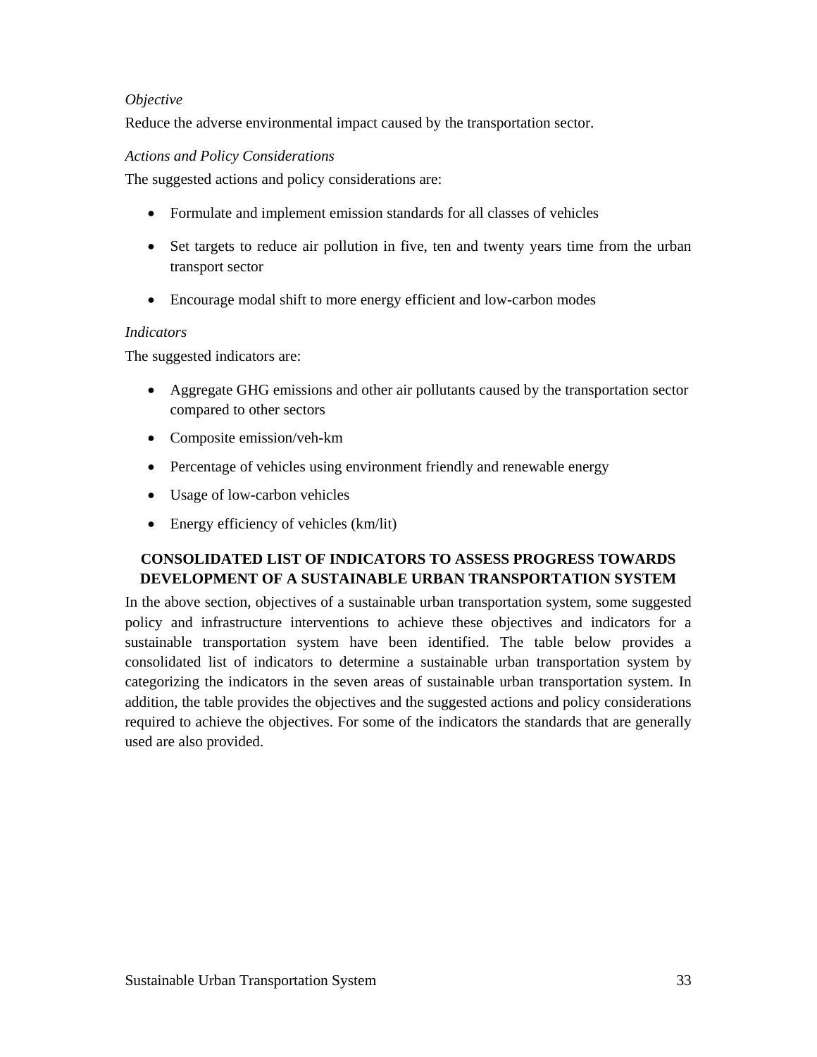*Objective*

Reduce the adverse environmental impact caused by the transportation sector.

*Actions and Policy Considerations*

The suggested actions and policy considerations are:

- Formulate and implement emission standards for all classes of vehicles
- Set targets to reduce air pollution in five, ten and twenty years time from the urban transport sector
- Encourage modal shift to more energy efficient and low-carbon modes

*Indicators*

The suggested indicators are:

- Aggregate GHG emissions and other air pollutants caused by the transportation sector compared to other sectors
- Composite emission/veh-km
- Percentage of vehicles using environment friendly and renewable energy
- Usage of low-carbon vehicles
- Energy efficiency of vehicles (km/lit)

## CONSOLIDATED LIST OF INDICATORS TO ASSESS PROGRESS TOWARDS DEVELOPMENT OF A SUSTAINABLE URBAN TRANSPORTATION SYSTEM

In the above section, objectives of a sustainable urban transportation system, some suggested policy and infrastructure interventions to achieve these objectives and indicators for a sustainable transportation system have been identified. The table below provides a consolidated list of indicators to determine a sustainable urban transportation system by categorizing the indicators in the seven areas of sustainable urban transportation system. In addition, the table provides the objectives and the suggested actions and policy considerations required to achieve the objectives. For some of the indicators the standards that are generally used are also provided.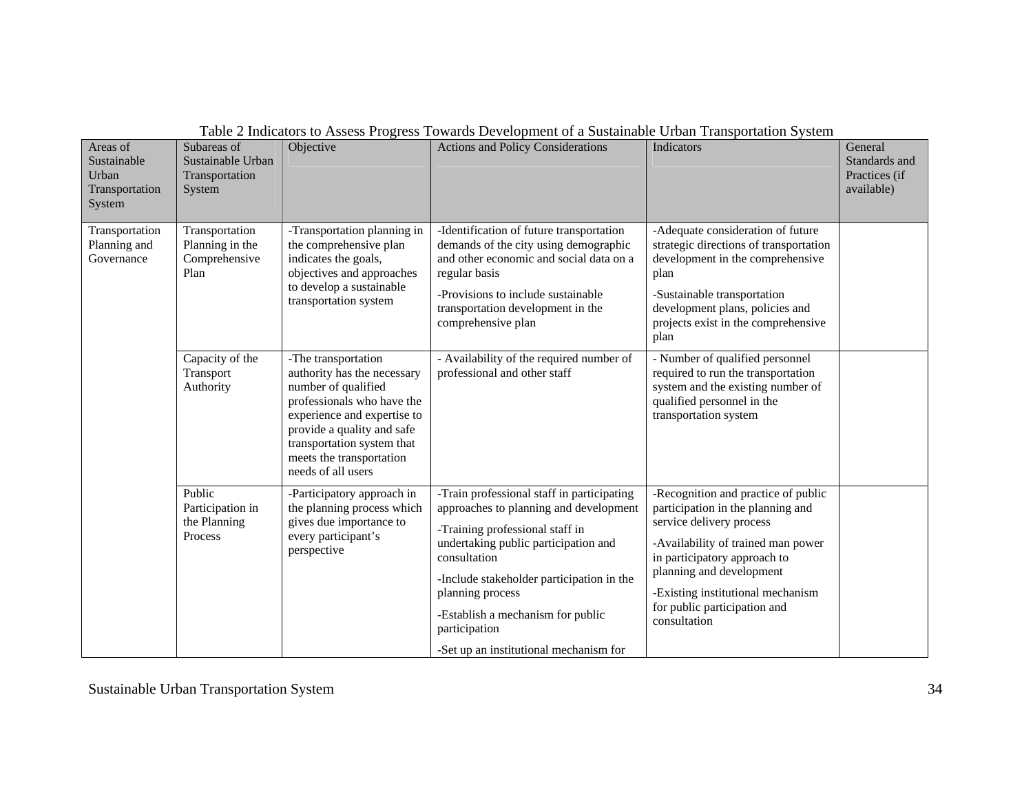Table 2 Indicators to Assess Progress Towards Development of a Sustainable Urban Transportation System

| Areas of Sustainable Urban Transportation System | Subareas of Sustainable Urban Transportation System | Objective | Actions and Policy Considerations | Indicators | General Standards and Practices (if available) |
|---|---|---|---|---|---|
| Transportation Planning and Governance | Transportation Planning in the Comprehensive Plan | -Transportation planning in the comprehensive plan indicates the goals, objectives and approaches to develop a sustainable transportation system | -Identification of future transportation demands of the city using demographic and other economic and social data on a regular basis<br>-Provisions to include sustainable transportation development in the comprehensive plan | -Adequate consideration of future strategic directions of transportation development in the comprehensive plan<br>-Sustainable transportation development plans, policies and projects exist in the comprehensive plan | |
| | Capacity of the Transport Authority | -The transportation authority has the necessary number of qualified professionals who have the experience and expertise to provide a quality and safe transportation system that meets the transportation needs of all users | - Availability of the required number of professional and other staff | - Number of qualified personnel required to run the transportation system and the existing number of qualified personnel in the transportation system | |
| | Public Participation in the Planning Process | -Participatory approach in the planning process which gives due importance to every participant's perspective | -Train professional staff in participating approaches to planning and development<br>-Training professional staff in undertaking public participation and consultation<br>-Include stakeholder participation in the planning process<br>-Establish a mechanism for public participation<br>-Set up an institutional mechanism for | -Recognition and practice of public participation in the planning and service delivery process<br>-Availability of trained man power in participatory approach to planning and development<br>-Existing institutional mechanism for public participation and consultation | |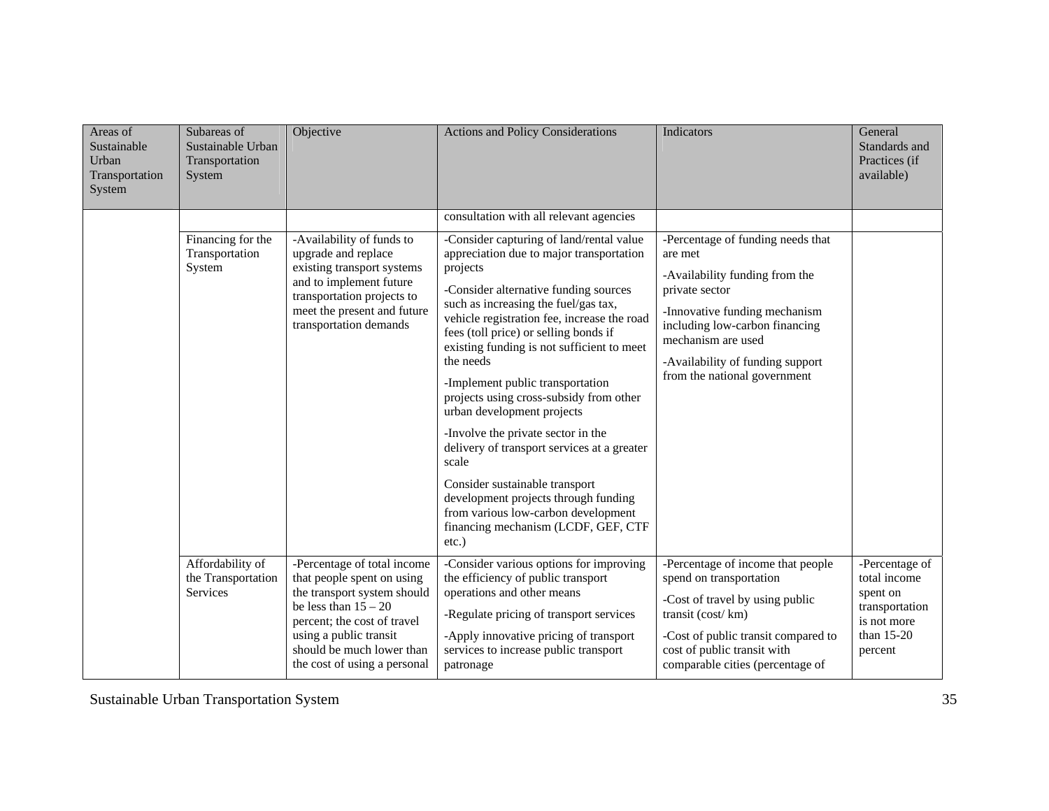| Areas of Sustainable Urban Transportation System | Subareas of Sustainable Urban Transportation System | Objective | Actions and Policy Considerations | Indicators | General Standards and Practices (if available) |
|---|---|---|---|---|---|
| | | | consultation with all relevant agencies | | |
| | Financing for the Transportation System | -Availability of funds to upgrade and replace existing transport systems and to implement future transportation projects to meet the present and future transportation demands | -Consider capturing of land/rental value appreciation due to major transportation projects<br><br>-Consider alternative funding sources such as increasing the fuel/gas tax, vehicle registration fee, increase the road fees (toll price) or selling bonds if existing funding is not sufficient to meet the needs<br><br>-Implement public transportation projects using cross-subsidy from other urban development projects<br><br>-Involve the private sector in the delivery of transport services at a greater scale<br><br>Consider sustainable transport development projects through funding from various low-carbon development financing mechanism (LCDF, GEF, CTF etc.) | -Percentage of funding needs that are met<br><br>-Availability funding from the private sector<br><br>-Innovative funding mechanism including low-carbon financing mechanism are used<br><br>-Availability of funding support from the national government | |
| | Affordability of the Transportation Services | -Percentage of total income that people spent on using the transport system should be less than 15 – 20 percent; the cost of travel using a public transit should be much lower than the cost of using a personal | -Consider various options for improving the efficiency of public transport operations and other means<br><br>-Regulate pricing of transport services<br><br>-Apply innovative pricing of transport services to increase public transport patronage | -Percentage of income that people spend on transportation<br><br>-Cost of travel by using public transit (cost/ km)<br><br>-Cost of public transit compared to cost of public transit with comparable cities (percentage of | -Percentage of total income spent on transportation is not more than 15-20 percent |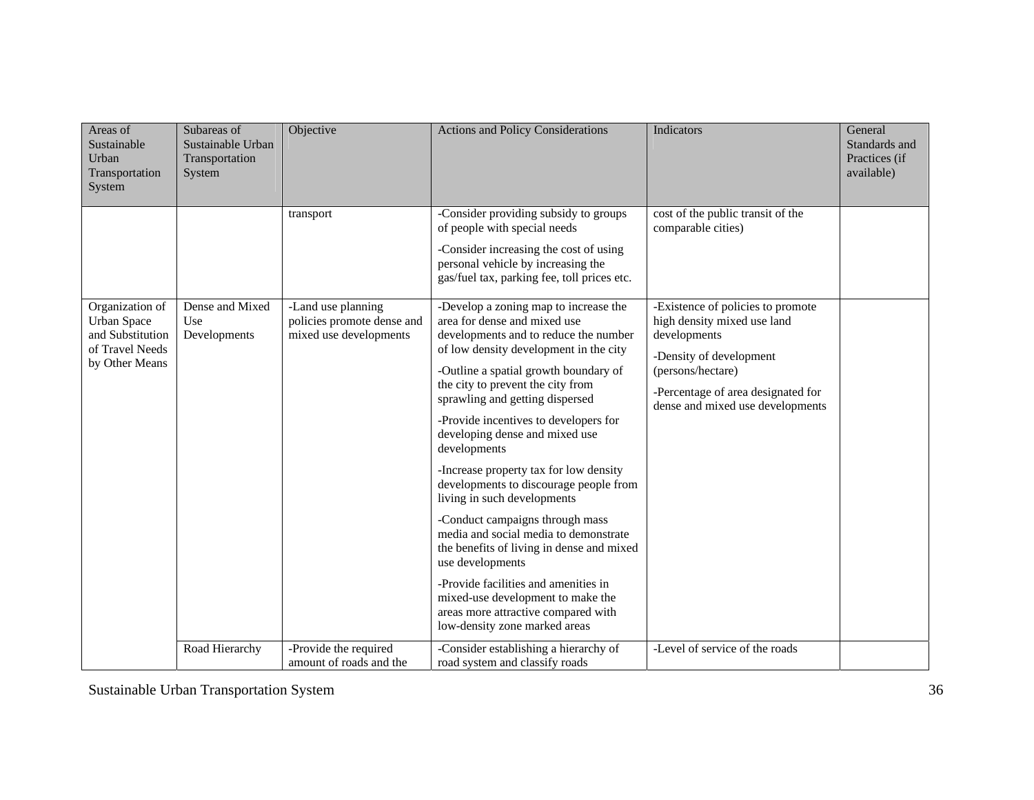| Areas of Sustainable Urban Transportation System | Subareas of Sustainable Urban Transportation System | Objective | Actions and Policy Considerations | Indicators | General Standards and Practices (if available) |
|---|---|---|---|---|---|
| | | transport | -Consider providing subsidy to groups of people with special needs<br><br>-Consider increasing the cost of using personal vehicle by increasing the gas/fuel tax, parking fee, toll prices etc. | cost of the public transit of the comparable cities) | |
| Organization of Urban Space and Substitution of Travel Needs by Other Means | Dense and Mixed Use Developments | -Land use planning policies promote dense and mixed use developments | -Develop a zoning map to increase the area for dense and mixed use developments and to reduce the number of low density development in the city<br><br>-Outline a spatial growth boundary of the city to prevent the city from sprawling and getting dispersed<br><br>-Provide incentives to developers for developing dense and mixed use developments<br><br>-Increase property tax for low density developments to discourage people from living in such developments<br><br>-Conduct campaigns through mass media and social media to demonstrate the benefits of living in dense and mixed use developments<br><br>-Provide facilities and amenities in mixed-use development to make the areas more attractive compared with low-density zone marked areas | -Existence of policies to promote high density mixed use land developments<br><br>-Density of development (persons/hectare)<br><br>-Percentage of area designated for dense and mixed use developments | |
| | Road Hierarchy | -Provide the required amount of roads and the | -Consider establishing a hierarchy of road system and classify roads | -Level of service of the roads | |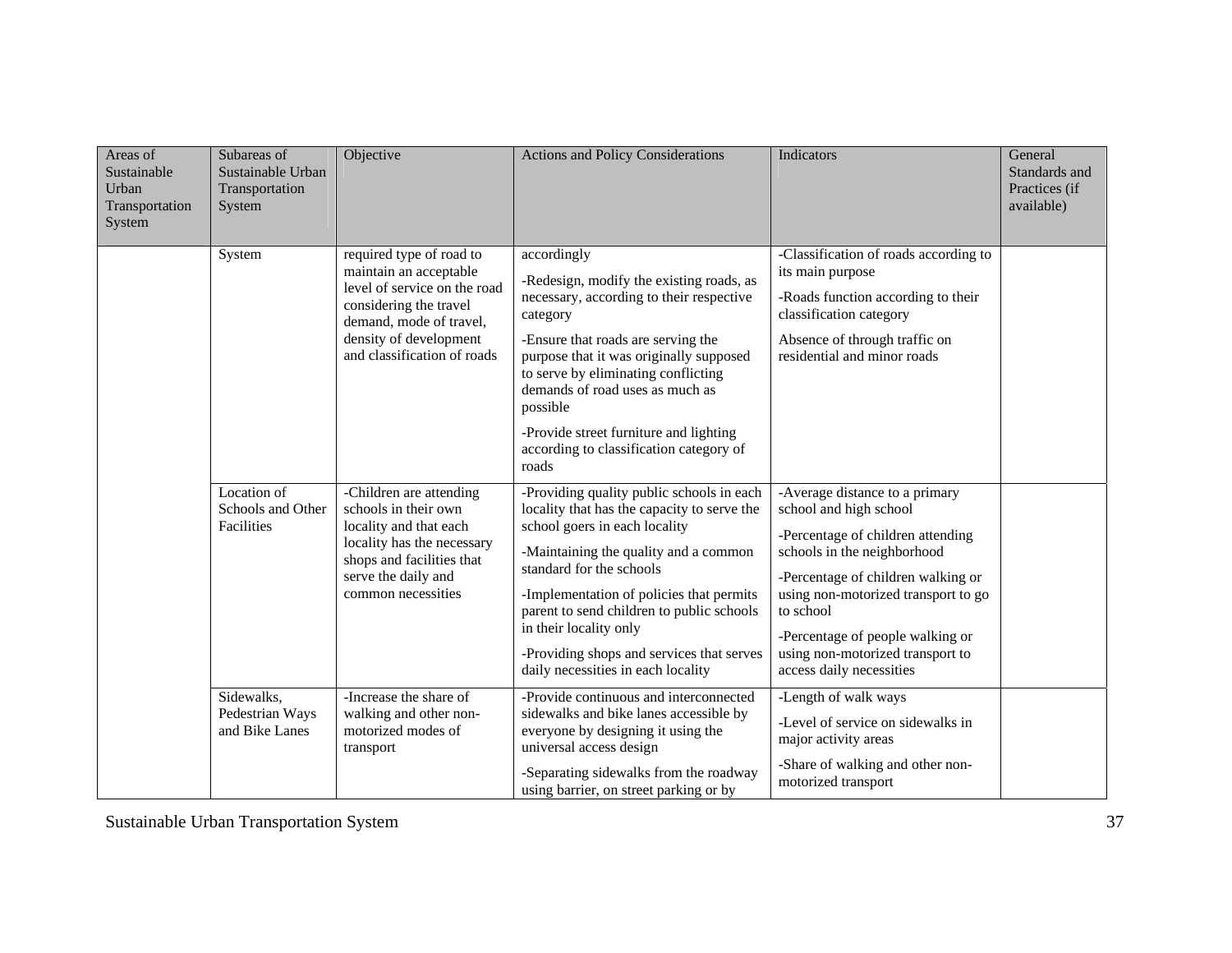| Areas of Sustainable Urban Transportation System | Subareas of Sustainable Urban Transportation System | Objective | Actions and Policy Considerations | Indicators | General Standards and Practices (if available) |
|---|---|---|---|---|---|
| | System | required type of road to maintain an acceptable level of service on the road considering the travel demand, mode of travel, density of development and classification of roads | accordingly<br>-Redesign, modify the existing roads, as necessary, according to their respective category<br>-Ensure that roads are serving the purpose that it was originally supposed to serve by eliminating conflicting demands of road uses as much as possible<br>-Provide street furniture and lighting according to classification category of roads | -Classification of roads according to its main purpose<br>-Roads function according to their classification category<br>Absence of through traffic on residential and minor roads | |
| | Location of Schools and Other Facilities | -Children are attending schools in their own locality and that each locality has the necessary shops and facilities that serve the daily and common necessities | -Providing quality public schools in each locality that has the capacity to serve the school goers in each locality<br>-Maintaining the quality and a common standard for the schools<br>-Implementation of policies that permits parent to send children to public schools in their locality only<br>-Providing shops and services that serves daily necessities in each locality | -Average distance to a primary school and high school<br>-Percentage of children attending schools in the neighborhood<br>-Percentage of children walking or using non-motorized transport to go to school<br>-Percentage of people walking or using non-motorized transport to access daily necessities | |
| | Sidewalks, Pedestrian Ways and Bike Lanes | -Increase the share of walking and other non-motorized modes of transport | -Provide continuous and interconnected sidewalks and bike lanes accessible by everyone by designing it using the universal access design<br>-Separating sidewalks from the roadway using barrier, on street parking or by | -Length of walk ways<br>-Level of service on sidewalks in major activity areas<br>-Share of walking and other non-motorized transport | |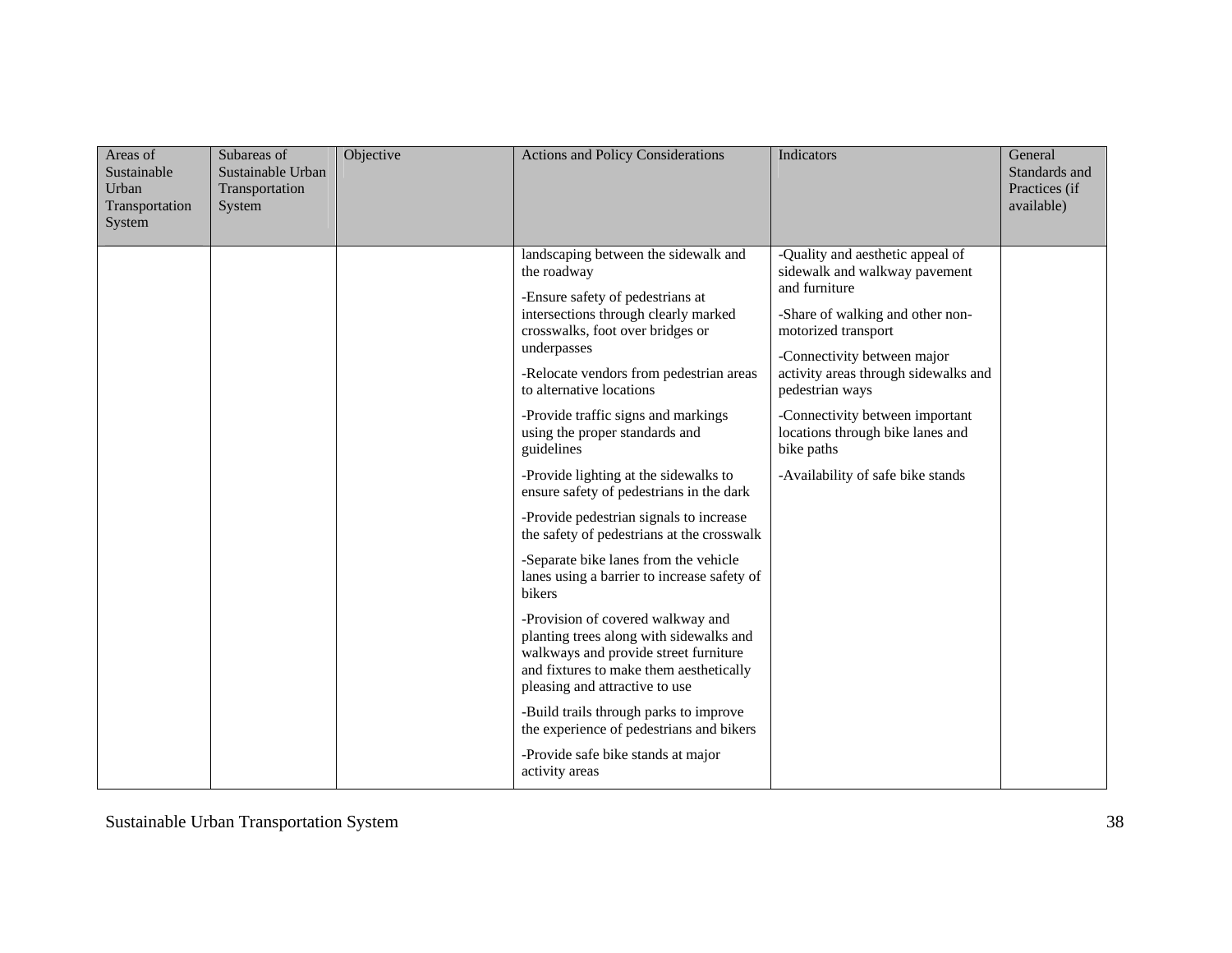| Areas of Sustainable Urban Transportation System | Subareas of Sustainable Urban Transportation System | Objective | Actions and Policy Considerations | Indicators | General Standards and Practices (if available) |
| --- | --- | --- | --- | --- | --- |
| | | | landscaping between the sidewalk and the roadway<br><br>-Ensure safety of pedestrians at intersections through clearly marked crosswalks, foot over bridges or underpasses<br><br>-Relocate vendors from pedestrian areas to alternative locations<br><br>-Provide traffic signs and markings using the proper standards and guidelines<br><br>-Provide lighting at the sidewalks to ensure safety of pedestrians in the dark<br><br>-Provide pedestrian signals to increase the safety of pedestrians at the crosswalk<br><br>-Separate bike lanes from the vehicle lanes using a barrier to increase safety of bikers<br><br>-Provision of covered walkway and planting trees along with sidewalks and walkways and provide street furniture and fixtures to make them aesthetically pleasing and attractive to use<br><br>-Build trails through parks to improve the experience of pedestrians and bikers<br><br>-Provide safe bike stands at major activity areas | -Quality and aesthetic appeal of sidewalk and walkway pavement and furniture<br><br>-Share of walking and other non-motorized transport<br><br>-Connectivity between major activity areas through sidewalks and pedestrian ways<br><br>-Connectivity between important locations through bike lanes and bike paths<br><br>-Availability of safe bike stands | |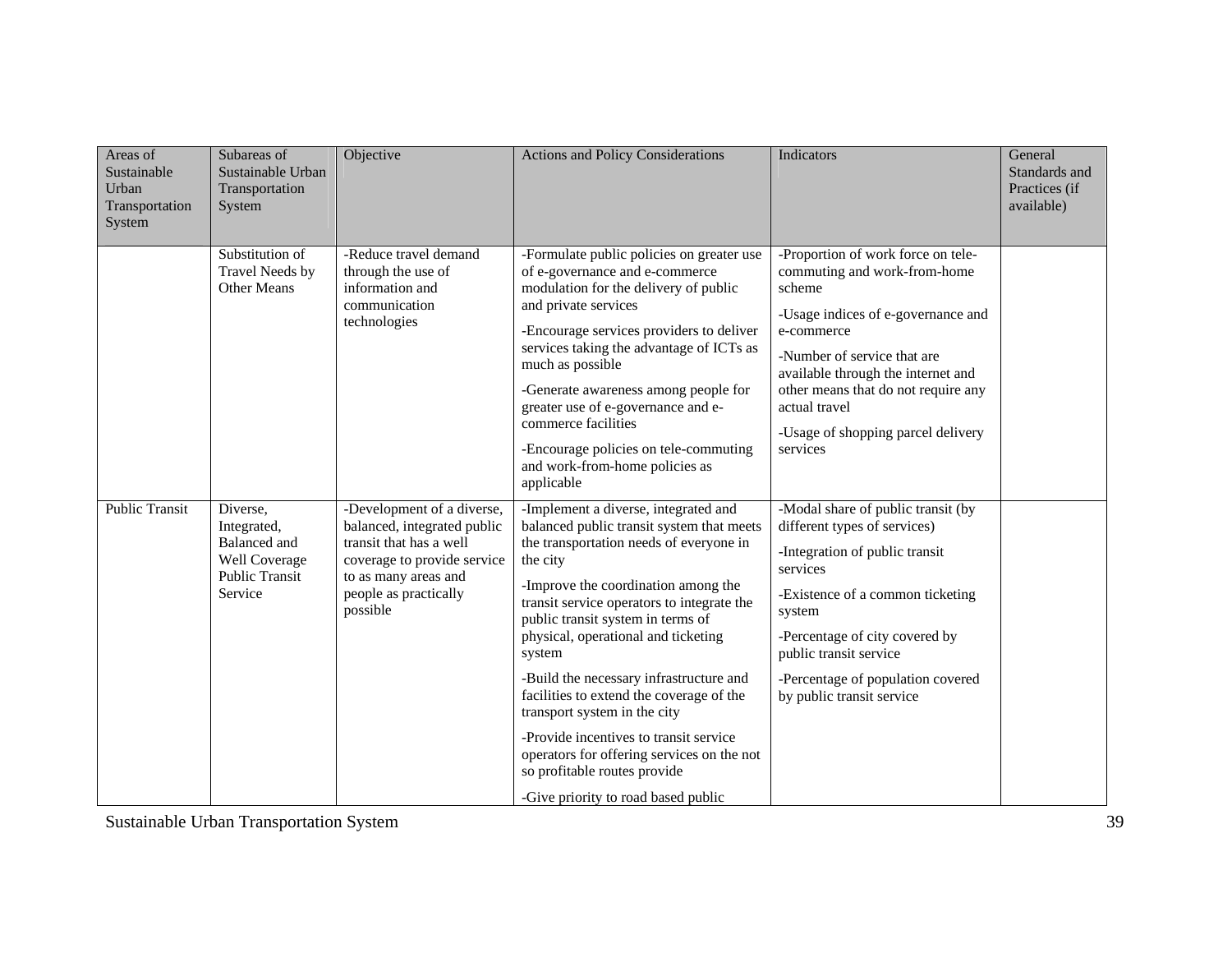| Areas of Sustainable Urban Transportation System | Subareas of Sustainable Urban Transportation System | Objective | Actions and Policy Considerations | Indicators | General Standards and Practices (if available) |
|---|---|---|---|---|---|
| | Substitution of Travel Needs by Other Means | -Reduce travel demand through the use of information and communication technologies | -Formulate public policies on greater use of e-governance and e-commerce modulation for the delivery of public and private services<br><br>-Encourage services providers to deliver services taking the advantage of ICTs as much as possible<br><br>-Generate awareness among people for greater use of e-governance and e-commerce facilities<br><br>-Encourage policies on tele-commuting and work-from-home policies as applicable | -Proportion of work force on tele-commuting and work-from-home scheme<br><br>-Usage indices of e-governance and e-commerce<br><br>-Number of service that are available through the internet and other means that do not require any actual travel<br><br>-Usage of shopping parcel delivery services | |
| Public Transit | Diverse, Integrated, Balanced and Well Coverage Public Transit Service | -Development of a diverse, balanced, integrated public transit that has a well coverage to provide service to as many areas and people as practically possible | -Implement a diverse, integrated and balanced public transit system that meets the transportation needs of everyone in the city<br><br>-Improve the coordination among the transit service operators to integrate the public transit system in terms of physical, operational and ticketing system<br><br>-Build the necessary infrastructure and facilities to extend the coverage of the transport system in the city<br><br>-Provide incentives to transit service operators for offering services on the not so profitable routes provide<br><br>-Give priority to road based public | -Modal share of public transit (by different types of services)<br><br>-Integration of public transit services<br><br>-Existence of a common ticketing system<br><br>-Percentage of city covered by public transit service<br><br>-Percentage of population covered by public transit service | |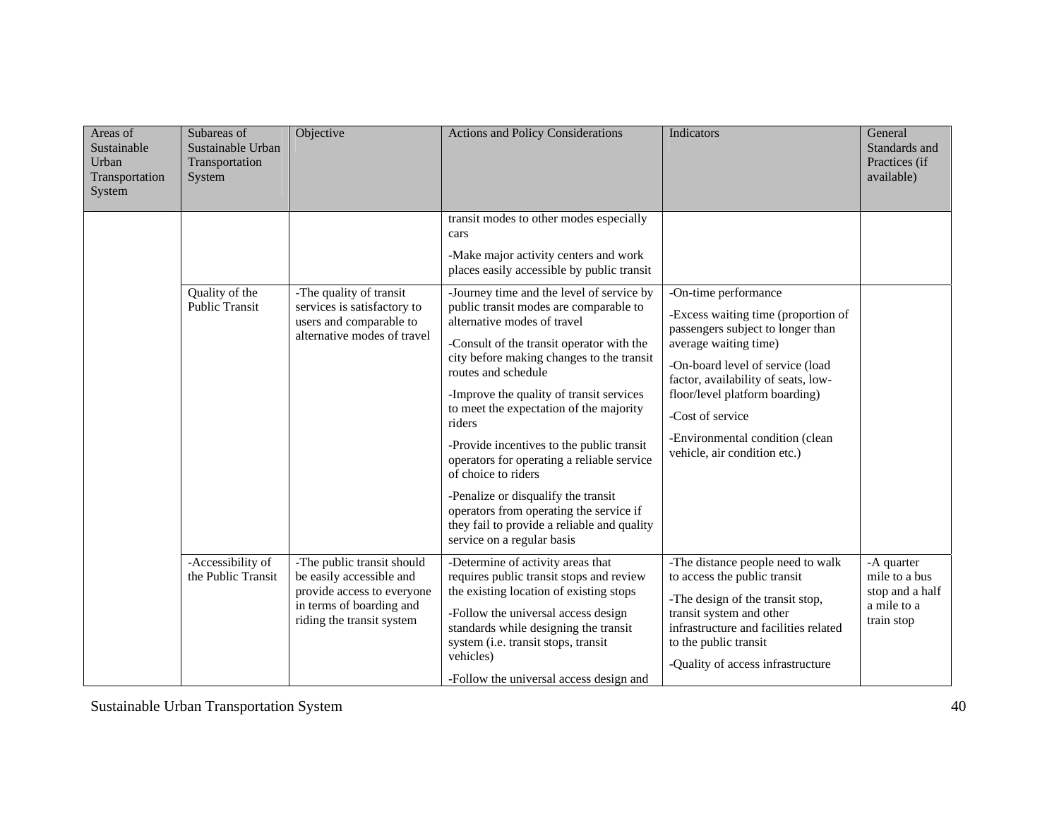| Areas of Sustainable Urban Transportation System | Subareas of Sustainable Urban Transportation System | Objective | Actions and Policy Considerations | Indicators | General Standards and Practices (if available) |
|---|---|---|---|---|---|
| | | | transit modes to other modes especially cars<br><br>-Make major activity centers and work places easily accessible by public transit | | |
| | Quality of the Public Transit | -The quality of transit services is satisfactory to users and comparable to alternative modes of travel | -Journey time and the level of service by public transit modes are comparable to alternative modes of travel<br><br>-Consult of the transit operator with the city before making changes to the transit routes and schedule<br><br>-Improve the quality of transit services to meet the expectation of the majority riders<br><br>-Provide incentives to the public transit operators for operating a reliable service of choice to riders<br><br>-Penalize or disqualify the transit operators from operating the service if they fail to provide a reliable and quality service on a regular basis | -On-time performance<br><br>-Excess waiting time (proportion of passengers subject to longer than average waiting time)<br><br>-On-board level of service (load factor, availability of seats, low-floor/level platform boarding)<br><br>-Cost of service<br><br>-Environmental condition (clean vehicle, air condition etc.) | |
| | -Accessibility of the Public Transit | -The public transit should be easily accessible and provide access to everyone in terms of boarding and riding the transit system | -Determine of activity areas that requires public transit stops and review the existing location of existing stops<br><br>-Follow the universal access design standards while designing the transit system (i.e. transit stops, transit vehicles)<br><br>-Follow the universal access design and | -The distance people need to walk to access the public transit<br><br>-The design of the transit stop, transit system and other infrastructure and facilities related to the public transit<br><br>-Quality of access infrastructure | -A quarter mile to a bus stop and a half a mile to a train stop |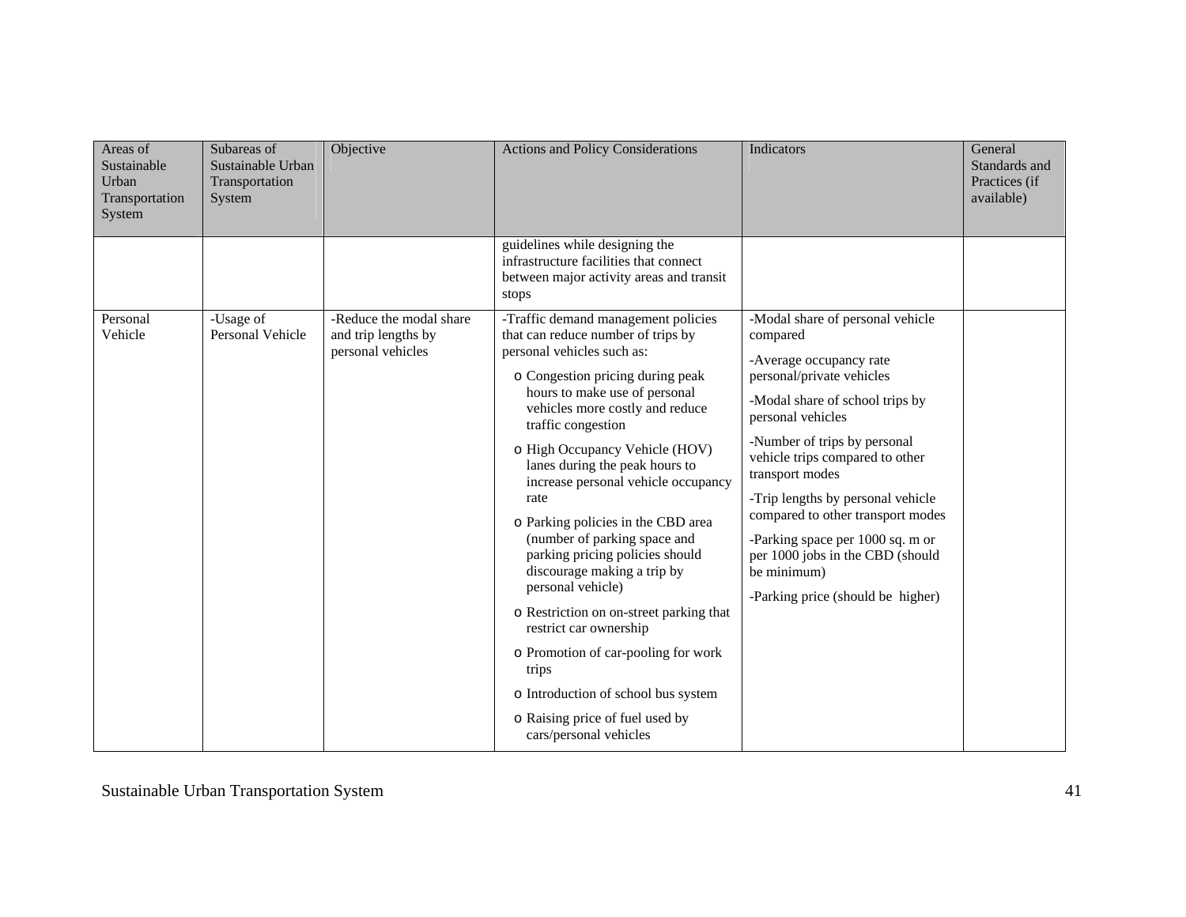| Areas of Sustainable Urban Transportation System | Subareas of Sustainable Urban Transportation System | Objective | Actions and Policy Considerations | Indicators | General Standards and Practices (if available) |
|---|---|---|---|---|---|
| | | | guidelines while designing the infrastructure facilities that connect between major activity areas and transit stops | | |
| Personal Vehicle | -Usage of Personal Vehicle | -Reduce the modal share and trip lengths by personal vehicles | -Traffic demand management policies that can reduce number of trips by personal vehicles such as:<br>o Congestion pricing during peak hours to make use of personal vehicles more costly and reduce traffic congestion<br>o High Occupancy Vehicle (HOV) lanes during the peak hours to increase personal vehicle occupancy rate<br>o Parking policies in the CBD area (number of parking space and parking pricing policies should discourage making a trip by personal vehicle)<br>o Restriction on on-street parking that restrict car ownership<br>o Promotion of car-pooling for work trips<br>o Introduction of school bus system<br>o Raising price of fuel used by cars/personal vehicles | -Modal share of personal vehicle compared<br>-Average occupancy rate personal/private vehicles<br>-Modal share of school trips by personal vehicles<br>-Number of trips by personal vehicle trips compared to other transport modes<br>-Trip lengths by personal vehicle compared to other transport modes<br>-Parking space per 1000 sq. m or per 1000 jobs in the CBD (should be minimum)<br>-Parking price (should be higher) | |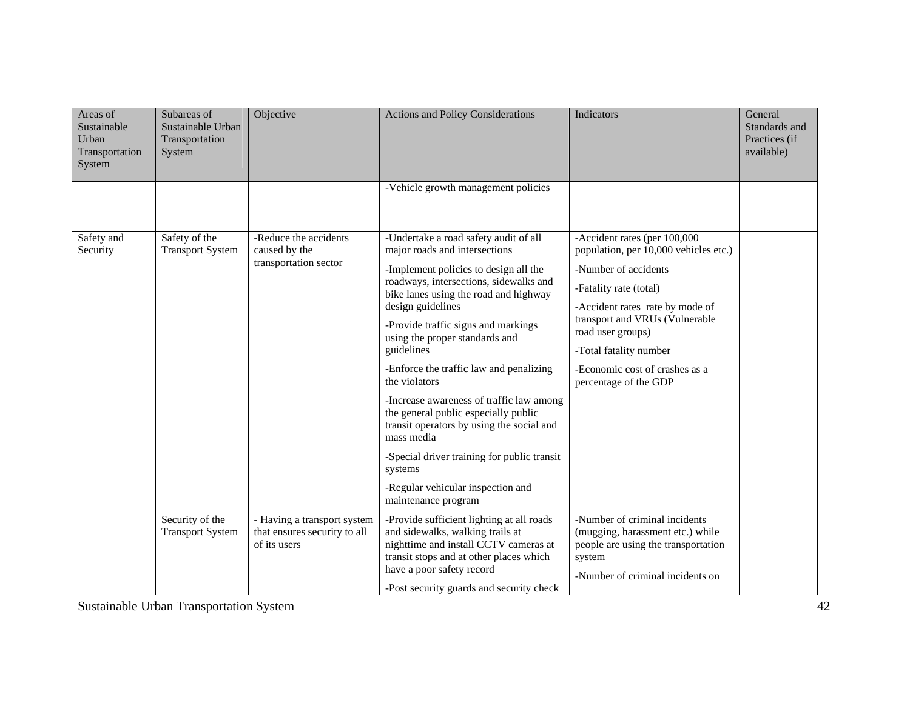| Areas of Sustainable Urban Transportation System | Subareas of Sustainable Urban Transportation System | Objective | Actions and Policy Considerations | Indicators | General Standards and Practices (if available) |
|---|---|---|---|---|---|
| | | | -Vehicle growth management policies | | |
| Safety and Security | Safety of the Transport System | -Reduce the accidents caused by the transportation sector | -Undertake a road safety audit of all major roads and intersections<br>-Implement policies to design all the roadways, intersections, sidewalks and bike lanes using the road and highway design guidelines<br>-Provide traffic signs and markings using the proper standards and guidelines<br>-Enforce the traffic law and penalizing the violators<br>-Increase awareness of traffic law among the general public especially public transit operators by using the social and mass media<br>-Special driver training for public transit systems<br>-Regular vehicular inspection and maintenance program | -Accident rates (per 100,000 population, per 10,000 vehicles etc.)<br>-Number of accidents<br>-Fatality rate (total)<br>-Accident rates rate by mode of transport and VRUs (Vulnerable road user groups)<br>-Total fatality number<br>-Economic cost of crashes as a percentage of the GDP | |
| | Security of the Transport System | - Having a transport system that ensures security to all of its users | -Provide sufficient lighting at all roads and sidewalks, walking trails at nighttime and install CCTV cameras at transit stops and at other places which have a poor safety record<br>-Post security guards and security check | -Number of criminal incidents (mugging, harassment etc.) while people are using the transportation system<br>-Number of criminal incidents on | |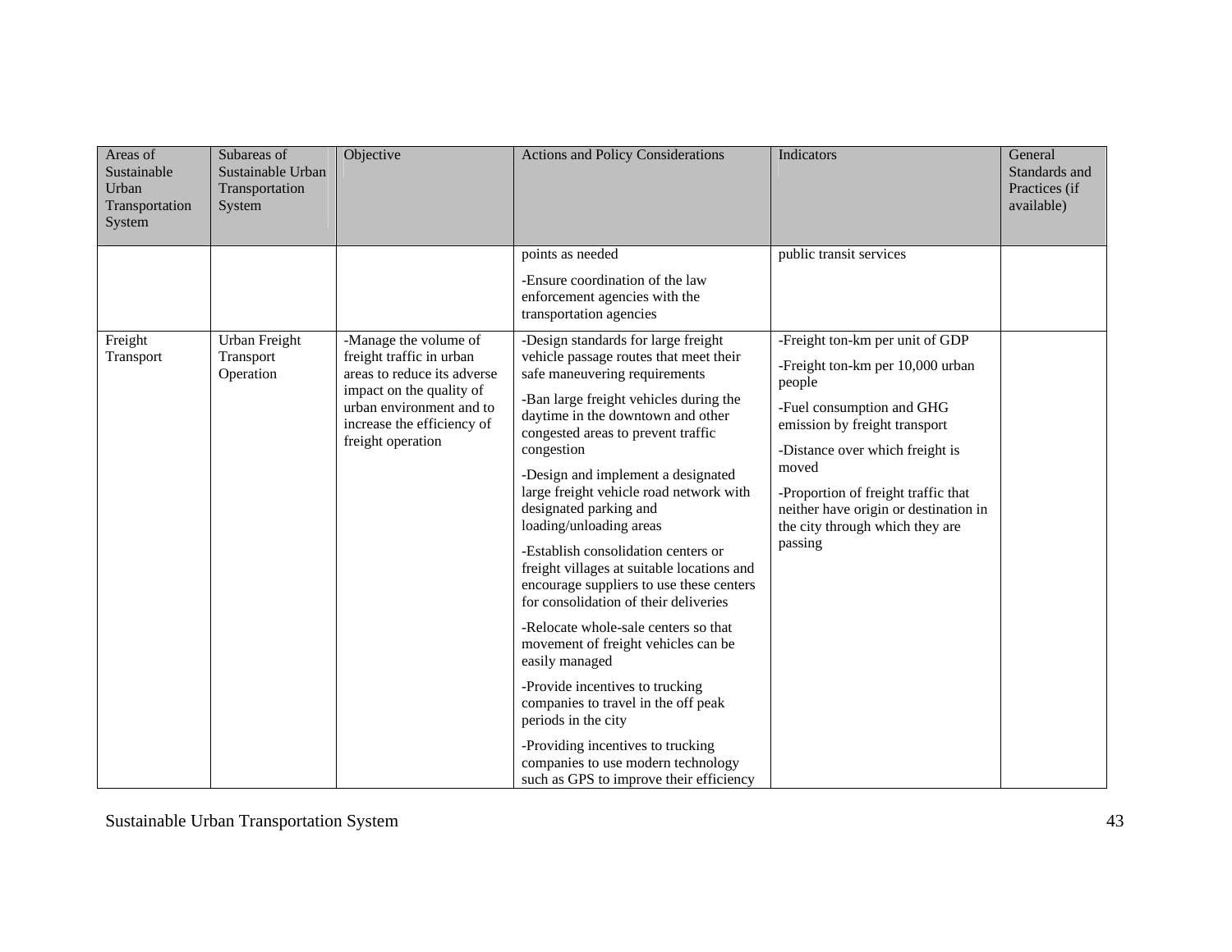| Areas of Sustainable Urban Transportation System | Subareas of Sustainable Urban Transportation System | Objective | Actions and Policy Considerations | Indicators | General Standards and Practices (if available) |
|---|---|---|---|---|---|
| | | | points as needed<br><br>-Ensure coordination of the law enforcement agencies with the transportation agencies | public transit services | |
| Freight Transport | Urban Freight Transport Operation | -Manage the volume of freight traffic in urban areas to reduce its adverse impact on the quality of urban environment and to increase the efficiency of freight operation | -Design standards for large freight vehicle passage routes that meet their safe maneuvering requirements<br><br>-Ban large freight vehicles during the daytime in the downtown and other congested areas to prevent traffic congestion<br><br>-Design and implement a designated large freight vehicle road network with designated parking and loading/unloading areas<br><br>-Establish consolidation centers or freight villages at suitable locations and encourage suppliers to use these centers for consolidation of their deliveries<br><br>-Relocate whole-sale centers so that movement of freight vehicles can be easily managed<br><br>-Provide incentives to trucking companies to travel in the off peak periods in the city<br><br>-Providing incentives to trucking companies to use modern technology such as GPS to improve their efficiency | -Freight ton-km per unit of GDP<br><br>-Freight ton-km per 10,000 urban people<br><br>-Fuel consumption and GHG emission by freight transport<br><br>-Distance over which freight is moved<br><br>-Proportion of freight traffic that neither have origin or destination in the city through which they are passing | |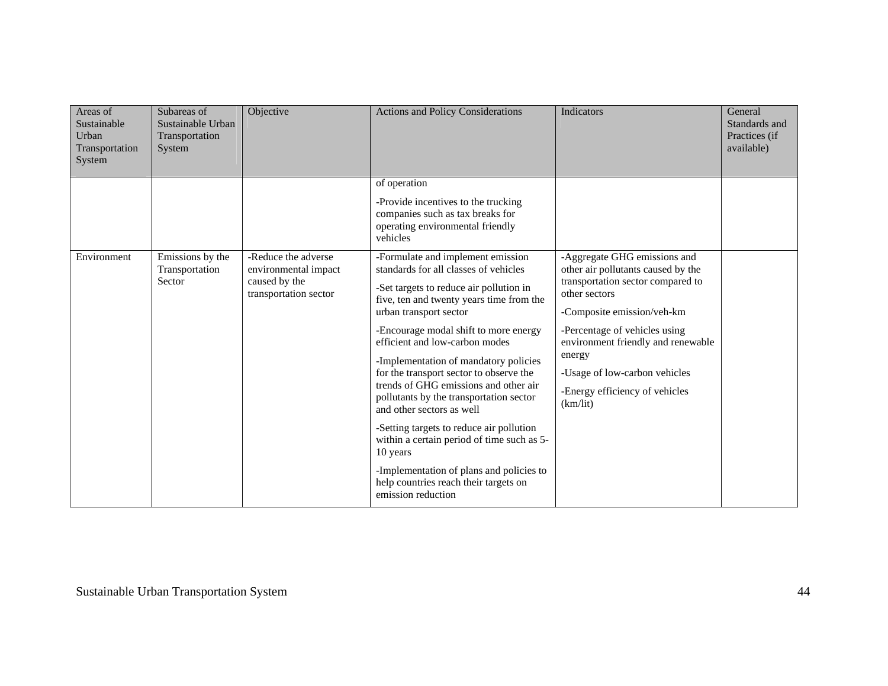| Areas of Sustainable Urban Transportation System | Subareas of Sustainable Urban Transportation System | Objective | Actions and Policy Considerations | Indicators | General Standards and Practices (if available) |
|---|---|---|---|---|---|
| | | | of operation<br><br>-Provide incentives to the trucking companies such as tax breaks for operating environmental friendly vehicles | | |
| Environment | Emissions by the Transportation Sector | -Reduce the adverse environmental impact caused by the transportation sector | -Formulate and implement emission standards for all classes of vehicles<br><br>-Set targets to reduce air pollution in five, ten and twenty years time from the urban transport sector<br><br>-Encourage modal shift to more energy efficient and low-carbon modes<br><br>-Implementation of mandatory policies for the transport sector to observe the trends of GHG emissions and other air pollutants by the transportation sector and other sectors as well<br><br>-Setting targets to reduce air pollution within a certain period of time such as 5-10 years<br><br>-Implementation of plans and policies to help countries reach their targets on emission reduction | -Aggregate GHG emissions and other air pollutants caused by the transportation sector compared to other sectors<br><br>-Composite emission/veh-km<br><br>-Percentage of vehicles using environment friendly and renewable energy<br><br>-Usage of low-carbon vehicles<br><br>-Energy efficiency of vehicles (km/lit) | |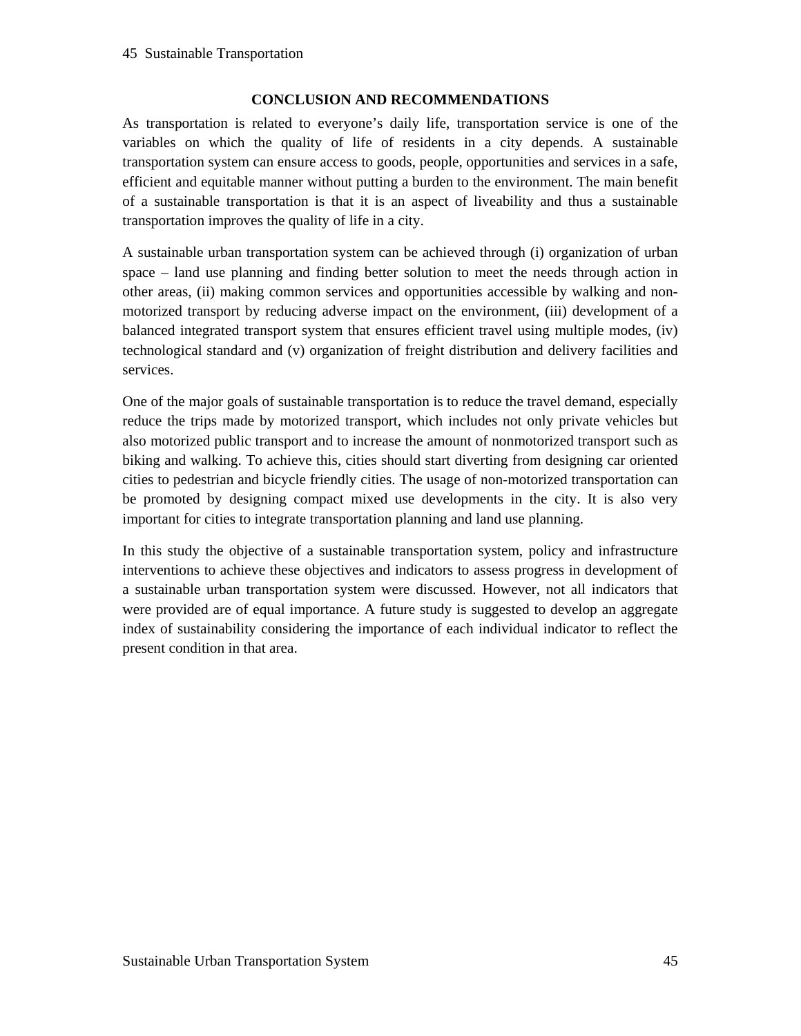## CONCLUSION AND RECOMMENDATIONS

As transportation is related to everyone's daily life, transportation service is one of the variables on which the quality of life of residents in a city depends. A sustainable transportation system can ensure access to goods, people, opportunities and services in a safe, efficient and equitable manner without putting a burden to the environment. The main benefit of a sustainable transportation is that it is an aspect of liveability and thus a sustainable transportation improves the quality of life in a city.

A sustainable urban transportation system can be achieved through (i) organization of urban space – land use planning and finding better solution to meet the needs through action in other areas, (ii) making common services and opportunities accessible by walking and non-motorized transport by reducing adverse impact on the environment, (iii) development of a balanced integrated transport system that ensures efficient travel using multiple modes, (iv) technological standard and (v) organization of freight distribution and delivery facilities and services.

One of the major goals of sustainable transportation is to reduce the travel demand, especially reduce the trips made by motorized transport, which includes not only private vehicles but also motorized public transport and to increase the amount of nonmotorized transport such as biking and walking. To achieve this, cities should start diverting from designing car oriented cities to pedestrian and bicycle friendly cities. The usage of non-motorized transportation can be promoted by designing compact mixed use developments in the city. It is also very important for cities to integrate transportation planning and land use planning.

In this study the objective of a sustainable transportation system, policy and infrastructure interventions to achieve these objectives and indicators to assess progress in development of a sustainable urban transportation system were discussed. However, not all indicators that were provided are of equal importance. A future study is suggested to develop an aggregate index of sustainability considering the importance of each individual indicator to reflect the present condition in that area.